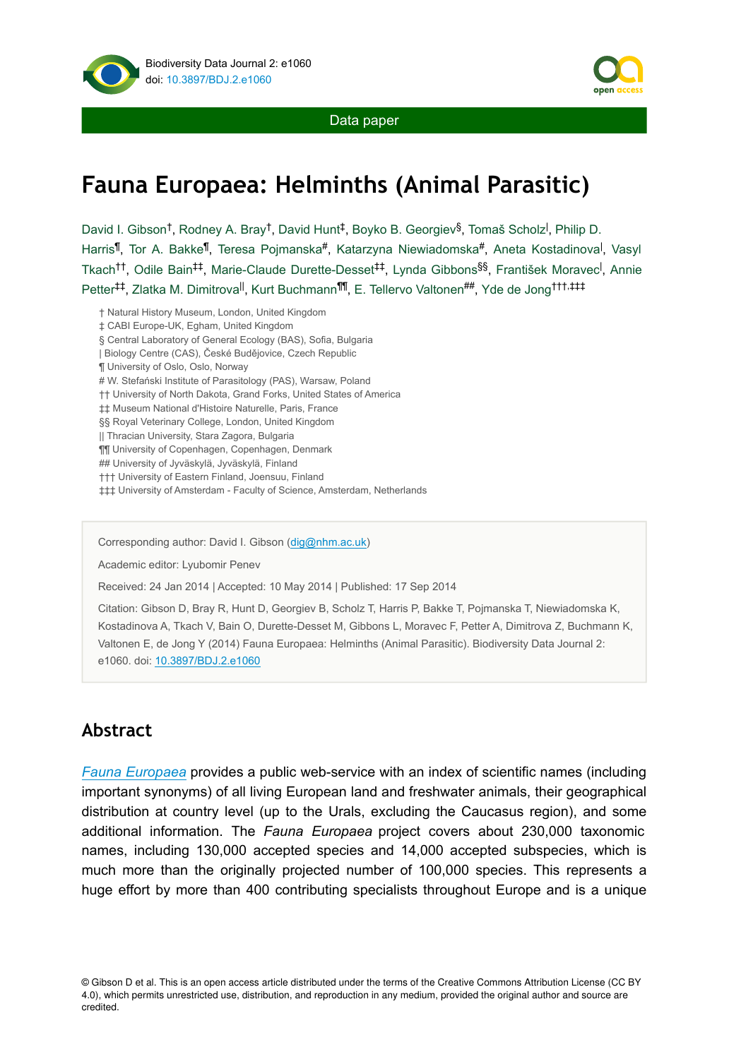Data paper

# Fauna Europaea: Helminths (Animal Parasitic)

David I. Gibson[†], Rodney A. Bray[†], David Hunt[‡], Boyko B. Georgiev[§], Tomaš Scholz[|], Philip D. Harris[¶], Tor A. Bakke[¶], Teresa Pojmanska[#], Katarzyna Niewiadomska[#], Aneta Kostadinova[|], Vasyl Tkach[††], Odile Bain[‡‡], Marie-Claude Durette-Desset[‡‡], Lynda Gibbons[§§], František Moravec[|], Annie Petter[‡‡], Zlatka M. Dimitrova[||], Kurt Buchmann[¶¶], E. Tellervo Valtonen[##], Yde de Jong[†††,‡‡‡]

† Natural History Museum, London, United Kingdom
‡ CABI Europe-UK, Egham, United Kingdom
§ Central Laboratory of General Ecology (BAS), Sofia, Bulgaria
| Biology Centre (CAS), České Budějovice, Czech Republic
¶ University of Oslo, Oslo, Norway
# W. Stefański Institute of Parasitology (PAS), Warsaw, Poland
†† University of North Dakota, Grand Forks, United States of America
‡‡ Museum National d'Histoire Naturelle, Paris, France
§§ Royal Veterinary College, London, United Kingdom
|| Thracian University, Stara Zagora, Bulgaria
¶¶ University of Copenhagen, Copenhagen, Denmark
## University of Jyväskylä, Jyväskylä, Finland
††† University of Eastern Finland, Joensuu, Finland
‡‡‡ University of Amsterdam - Faculty of Science, Amsterdam, Netherlands

Corresponding author: David I. Gibson (dig@nhm.ac.uk)

Academic editor: Lyubomir Penev

Received: 24 Jan 2014 | Accepted: 10 May 2014 | Published: 17 Sep 2014

Citation: Gibson D, Bray R, Hunt D, Georgiev B, Scholz T, Harris P, Bakke T, Pojmanska T, Niewiadomska K, Kostadinova A, Tkach V, Bain O, Durette-Desset M, Gibbons L, Moravec F, Petter A, Dimitrova Z, Buchmann K, Valtonen E, de Jong Y (2014) Fauna Europaea: Helminths (Animal Parasitic). Biodiversity Data Journal 2: e1060. doi: 10.3897/BDJ.2.e1060

## Abstract

*Fauna Europaea* provides a public web-service with an index of scientific names (including important synonyms) of all living European land and freshwater animals, their geographical distribution at country level (up to the Urals, excluding the Caucasus region), and some additional information. The *Fauna Europaea* project covers about 230,000 taxonomic names, including 130,000 accepted species and 14,000 accepted subspecies, which is much more than the originally projected number of 100,000 species. This represents a huge effort by more than 400 contributing specialists throughout Europe and is a unique

© Gibson D et al. This is an open access article distributed under the terms of the Creative Commons Attribution License (CC BY 4.0), which permits unrestricted use, distribution, and reproduction in any medium, provided the original author and source are credited.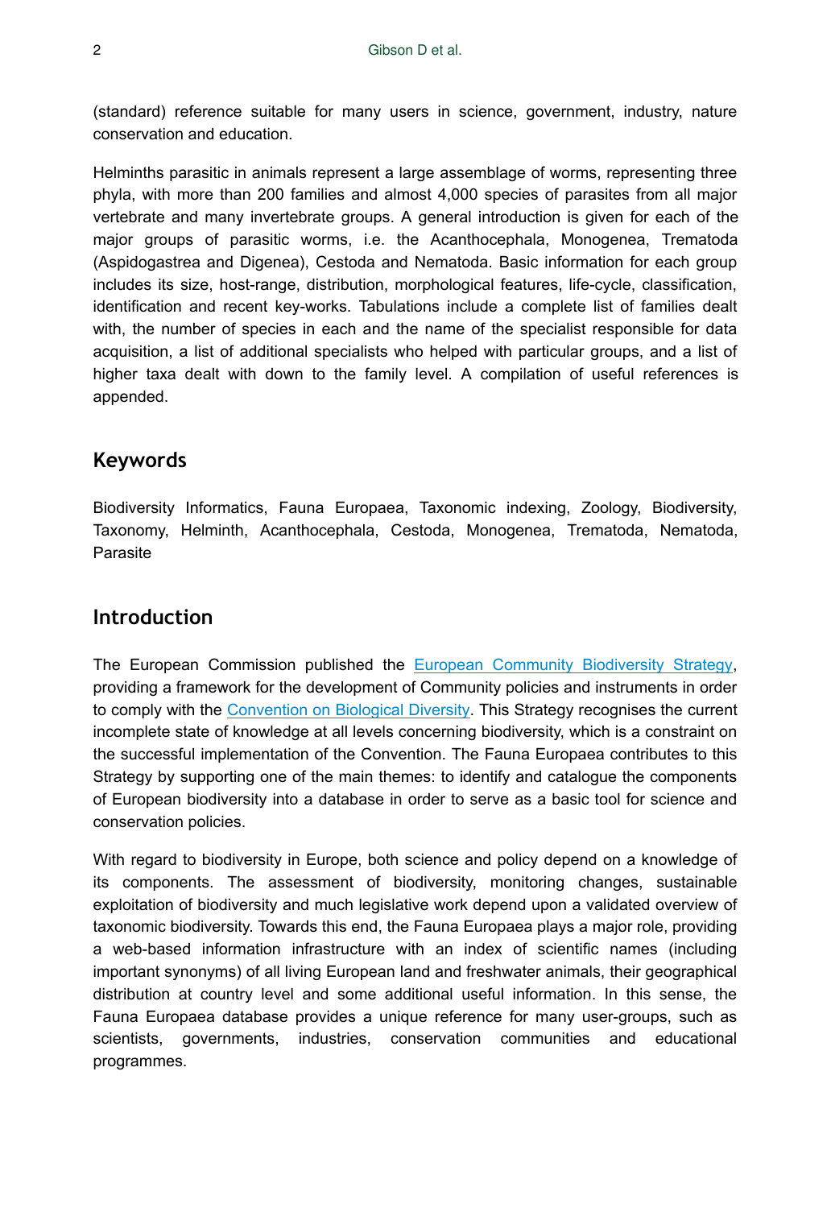(standard) reference suitable for many users in science, government, industry, nature conservation and education.

Helminths parasitic in animals represent a large assemblage of worms, representing three phyla, with more than 200 families and almost 4,000 species of parasites from all major vertebrate and many invertebrate groups. A general introduction is given for each of the major groups of parasitic worms, i.e. the Acanthocephala, Monogenea, Trematoda (Aspidogastrea and Digenea), Cestoda and Nematoda. Basic information for each group includes its size, host-range, distribution, morphological features, life-cycle, classification, identification and recent key-works. Tabulations include a complete list of families dealt with, the number of species in each and the name of the specialist responsible for data acquisition, a list of additional specialists who helped with particular groups, and a list of higher taxa dealt with down to the family level. A compilation of useful references is appended.

## Keywords

Biodiversity Informatics, Fauna Europaea, Taxonomic indexing, Zoology, Biodiversity, Taxonomy, Helminth, Acanthocephala, Cestoda, Monogenea, Trematoda, Nematoda, Parasite

## Introduction

The European Commission published the European Community Biodiversity Strategy, providing a framework for the development of Community policies and instruments in order to comply with the Convention on Biological Diversity. This Strategy recognises the current incomplete state of knowledge at all levels concerning biodiversity, which is a constraint on the successful implementation of the Convention. The Fauna Europaea contributes to this Strategy by supporting one of the main themes: to identify and catalogue the components of European biodiversity into a database in order to serve as a basic tool for science and conservation policies.

With regard to biodiversity in Europe, both science and policy depend on a knowledge of its components. The assessment of biodiversity, monitoring changes, sustainable exploitation of biodiversity and much legislative work depend upon a validated overview of taxonomic biodiversity. Towards this end, the Fauna Europaea plays a major role, providing a web-based information infrastructure with an index of scientific names (including important synonyms) of all living European land and freshwater animals, their geographical distribution at country level and some additional useful information. In this sense, the Fauna Europaea database provides a unique reference for many user-groups, such as scientists, governments, industries, conservation communities and educational programmes.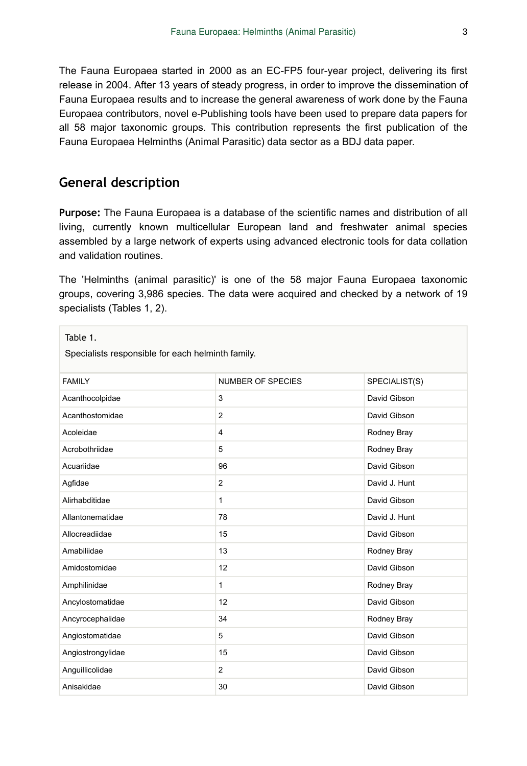The Fauna Europaea started in 2000 as an EC-FP5 four-year project, delivering its first release in 2004. After 13 years of steady progress, in order to improve the dissemination of Fauna Europaea results and to increase the general awareness of work done by the Fauna Europaea contributors, novel e-Publishing tools have been used to prepare data papers for all 58 major taxonomic groups. This contribution represents the first publication of the Fauna Europaea Helminths (Animal Parasitic) data sector as a BDJ data paper.

## General description

**Purpose:** The Fauna Europaea is a database of the scientific names and distribution of all living, currently known multicellular European land and freshwater animal species assembled by a large network of experts using advanced electronic tools for data collation and validation routines.

The 'Helminths (animal parasitic)' is one of the 58 major Fauna Europaea taxonomic groups, covering 3,986 species. The data were acquired and checked by a network of 19 specialists (Tables 1, 2).

Table 1.

Specialists responsible for each helminth family.

| FAMILY | NUMBER OF SPECIES | SPECIALIST(S) |
|---|---|---|
| Acanthocolpidae | 3 | David Gibson |
| Acanthostomidae | 2 | David Gibson |
| Acoleidae | 4 | Rodney Bray |
| Acrobothriidae | 5 | Rodney Bray |
| Acuariidae | 96 | David Gibson |
| Agfidae | 2 | David J. Hunt |
| Alirhabditidae | 1 | David Gibson |
| Allantonematidae | 78 | David J. Hunt |
| Allocreadiidae | 15 | David Gibson |
| Amabiliidae | 13 | Rodney Bray |
| Amidostomidae | 12 | David Gibson |
| Amphilinidae | 1 | Rodney Bray |
| Ancylostomatidae | 12 | David Gibson |
| Ancyrocephalidae | 34 | Rodney Bray |
| Angiostomatidae | 5 | David Gibson |
| Angiostrongylidae | 15 | David Gibson |
| Anguillicolidae | 2 | David Gibson |
| Anisakidae | 30 | David Gibson |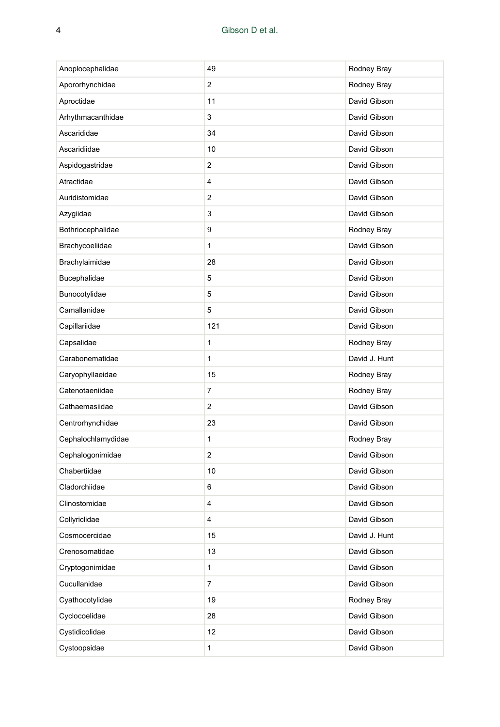| Anoplocephalidae | 49 | Rodney Bray |
|---|---|---|
| Apororhynchidae | 2 | Rodney Bray |
| Aproctidae | 11 | David Gibson |
| Arhythmacanthidae | 3 | David Gibson |
| Ascarididae | 34 | David Gibson |
| Ascaridiidae | 10 | David Gibson |
| Aspidogastridae | 2 | David Gibson |
| Atractidae | 4 | David Gibson |
| Auridistomidae | 2 | David Gibson |
| Azygiidae | 3 | David Gibson |
| Bothriocephalidae | 9 | Rodney Bray |
| Brachycoeliidae | 1 | David Gibson |
| Brachylaimidae | 28 | David Gibson |
| Bucephalidae | 5 | David Gibson |
| Bunocotylidae | 5 | David Gibson |
| Camallanidae | 5 | David Gibson |
| Capillariidae | 121 | David Gibson |
| Capsalidae | 1 | Rodney Bray |
| Carabonematidae | 1 | David J. Hunt |
| Caryophyllaeidae | 15 | Rodney Bray |
| Catenotaeniidae | 7 | Rodney Bray |
| Cathaemasiidae | 2 | David Gibson |
| Centrorhynchidae | 23 | David Gibson |
| Cephalochlamydidae | 1 | Rodney Bray |
| Cephalogonimidae | 2 | David Gibson |
| Chabertiidae | 10 | David Gibson |
| Cladorchiidae | 6 | David Gibson |
| Clinostomidae | 4 | David Gibson |
| Collyriclidae | 4 | David Gibson |
| Cosmocercidae | 15 | David J. Hunt |
| Crenosomatidae | 13 | David Gibson |
| Cryptogonimidae | 1 | David Gibson |
| Cucullanidae | 7 | David Gibson |
| Cyathocotylidae | 19 | Rodney Bray |
| Cyclocoelidae | 28 | David Gibson |
| Cystidicolidae | 12 | David Gibson |
| Cystoopsidae | 1 | David Gibson |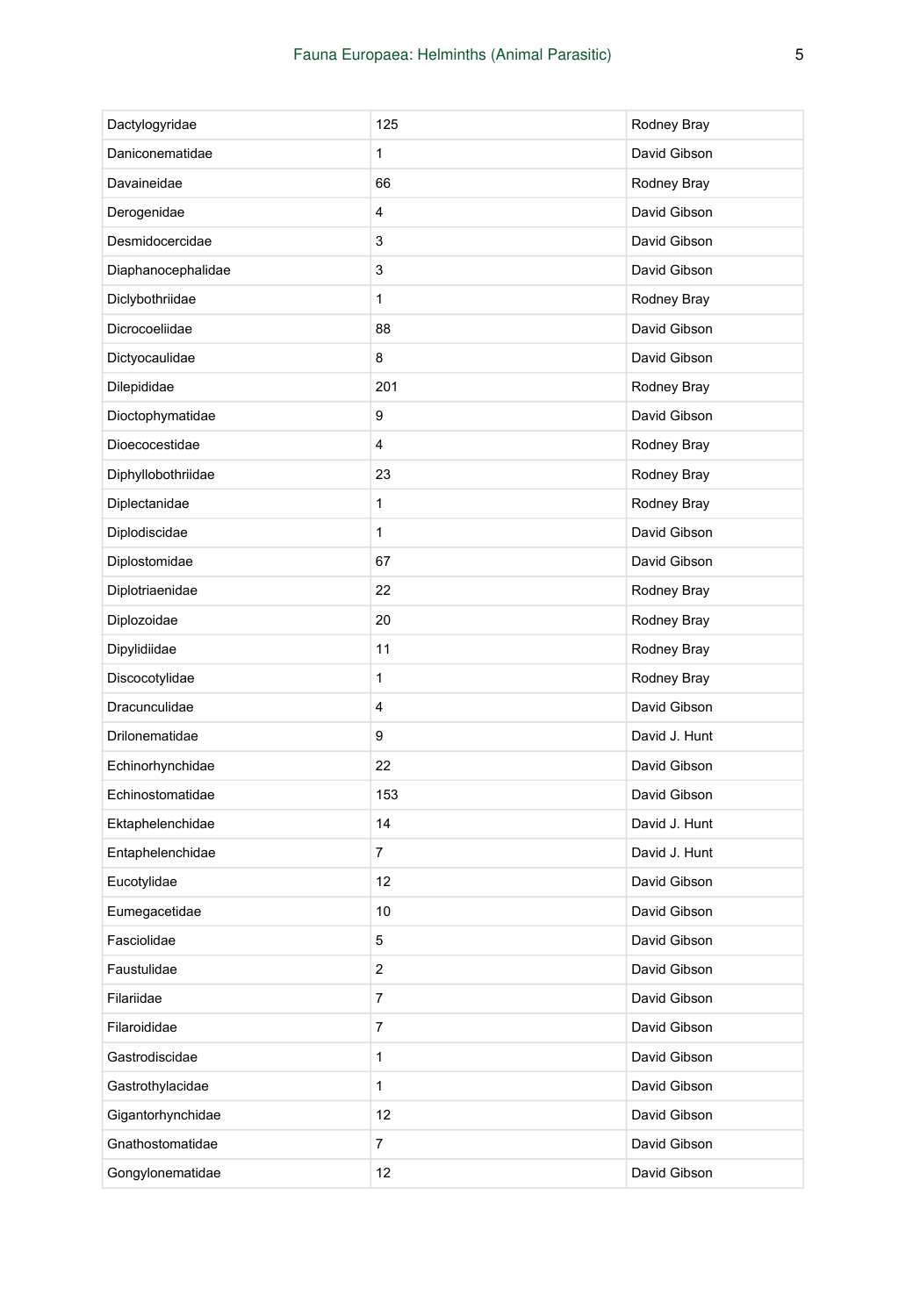| Dactylogyridae | 125 | Rodney Bray |
|---|---|---|
| Daniconematidae | 1 | David Gibson |
| Davaineidae | 66 | Rodney Bray |
| Derogenidae | 4 | David Gibson |
| Desmidocercidae | 3 | David Gibson |
| Diaphanocephalidae | 3 | David Gibson |
| Diclybothriidae | 1 | Rodney Bray |
| Dicrocoeliidae | 88 | David Gibson |
| Dictyocaulidae | 8 | David Gibson |
| Dilepididae | 201 | Rodney Bray |
| Dioctophymatidae | 9 | David Gibson |
| Dioecocestidae | 4 | Rodney Bray |
| Diphyllobothriidae | 23 | Rodney Bray |
| Diplectanidae | 1 | Rodney Bray |
| Diplodiscidae | 1 | David Gibson |
| Diplostomidae | 67 | David Gibson |
| Diplotriaenidae | 22 | Rodney Bray |
| Diplozoidae | 20 | Rodney Bray |
| Dipylidiidae | 11 | Rodney Bray |
| Discocotylidae | 1 | Rodney Bray |
| Dracunculidae | 4 | David Gibson |
| Drilonematidae | 9 | David J. Hunt |
| Echinorhynchidae | 22 | David Gibson |
| Echinostomatidae | 153 | David Gibson |
| Ektaphelenchidae | 14 | David J. Hunt |
| Entaphelenchidae | 7 | David J. Hunt |
| Eucotylidae | 12 | David Gibson |
| Eumegacetidae | 10 | David Gibson |
| Fasciolidae | 5 | David Gibson |
| Faustulidae | 2 | David Gibson |
| Filariidae | 7 | David Gibson |
| Filaroididae | 7 | David Gibson |
| Gastrodiscidae | 1 | David Gibson |
| Gastrothylacidae | 1 | David Gibson |
| Gigantorhynchidae | 12 | David Gibson |
| Gnathostomatidae | 7 | David Gibson |
| Gongylonematidae | 12 | David Gibson |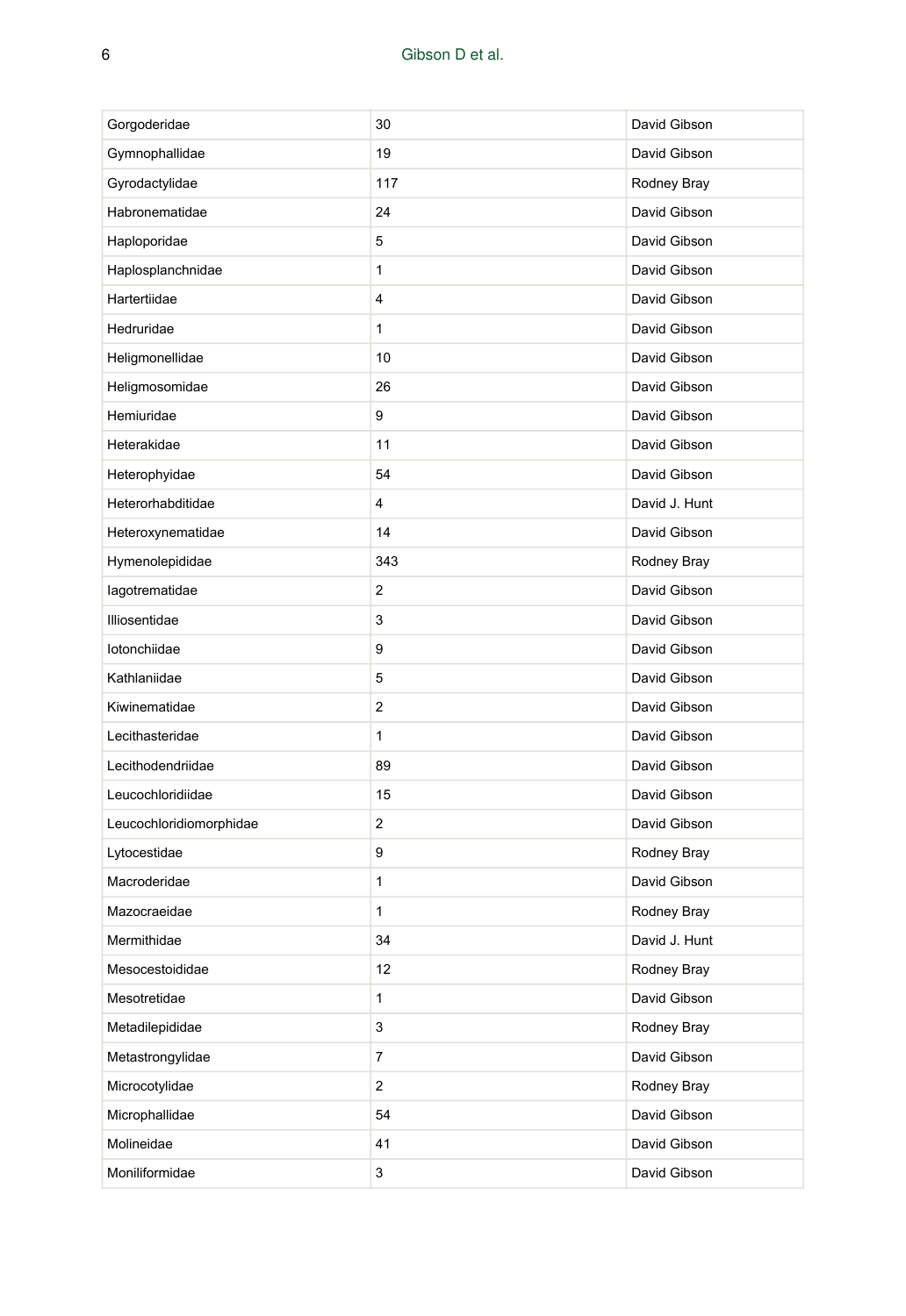| Gorgoderidae | 30 | David Gibson |
|---|---|---|
| Gymnophallidae | 19 | David Gibson |
| Gyrodactylidae | 117 | Rodney Bray |
| Habronematidae | 24 | David Gibson |
| Haploporidae | 5 | David Gibson |
| Haplosplanchnidae | 1 | David Gibson |
| Hartertiidae | 4 | David Gibson |
| Hedruridae | 1 | David Gibson |
| Heligmonellidae | 10 | David Gibson |
| Heligmosomidae | 26 | David Gibson |
| Hemiuridae | 9 | David Gibson |
| Heterakidae | 11 | David Gibson |
| Heterophyidae | 54 | David Gibson |
| Heterorhabditidae | 4 | David J. Hunt |
| Heteroxynematidae | 14 | David Gibson |
| Hymenolepididae | 343 | Rodney Bray |
| Iagotrematidae | 2 | David Gibson |
| Illiosentidae | 3 | David Gibson |
| Iotonchiidae | 9 | David Gibson |
| Kathlaniidae | 5 | David Gibson |
| Kiwinematidae | 2 | David Gibson |
| Lecithasteridae | 1 | David Gibson |
| Lecithodendriidae | 89 | David Gibson |
| Leucochloridiidae | 15 | David Gibson |
| Leucochloridiomorphidae | 2 | David Gibson |
| Lytocestidae | 9 | Rodney Bray |
| Macroderidae | 1 | David Gibson |
| Mazocraeidae | 1 | Rodney Bray |
| Mermithidae | 34 | David J. Hunt |
| Mesocestoididae | 12 | Rodney Bray |
| Mesotretidae | 1 | David Gibson |
| Metadilepididae | 3 | Rodney Bray |
| Metastrongylidae | 7 | David Gibson |
| Microcotylidae | 2 | Rodney Bray |
| Microphallidae | 54 | David Gibson |
| Molineidae | 41 | David Gibson |
| Moniliformidae | 3 | David Gibson |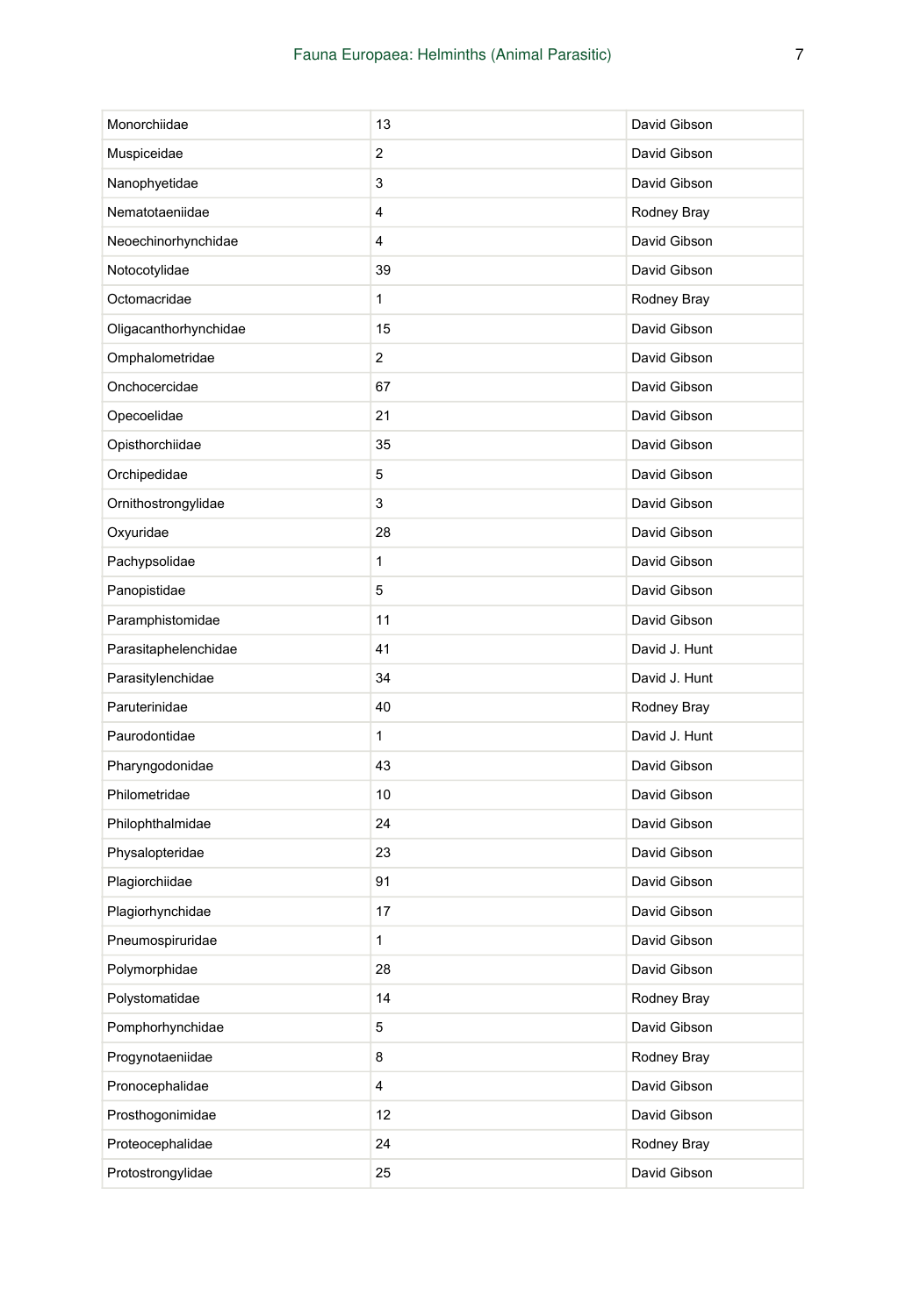| Monorchiidae | 13 | David Gibson |
|---|---|---|
| Muspiceidae | 2 | David Gibson |
| Nanophyetidae | 3 | David Gibson |
| Nematotaeniidae | 4 | Rodney Bray |
| Neoechinorhynchidae | 4 | David Gibson |
| Notocotylidae | 39 | David Gibson |
| Octomacridae | 1 | Rodney Bray |
| Oligacanthorhynchidae | 15 | David Gibson |
| Omphalometridae | 2 | David Gibson |
| Onchocercidae | 67 | David Gibson |
| Opecoelidae | 21 | David Gibson |
| Opisthorchiidae | 35 | David Gibson |
| Orchipedidae | 5 | David Gibson |
| Ornithostrongylidae | 3 | David Gibson |
| Oxyuridae | 28 | David Gibson |
| Pachypsolidae | 1 | David Gibson |
| Panopistidae | 5 | David Gibson |
| Paramphistomidae | 11 | David Gibson |
| Parasitaphelenchidae | 41 | David J. Hunt |
| Parasitylenchidae | 34 | David J. Hunt |
| Paruterinidae | 40 | Rodney Bray |
| Paurodontidae | 1 | David J. Hunt |
| Pharyngodonidae | 43 | David Gibson |
| Philometridae | 10 | David Gibson |
| Philophthalmidae | 24 | David Gibson |
| Physalopteridae | 23 | David Gibson |
| Plagiorchiidae | 91 | David Gibson |
| Plagiorhynchidae | 17 | David Gibson |
| Pneumospiruridae | 1 | David Gibson |
| Polymorphidae | 28 | David Gibson |
| Polystomatidae | 14 | Rodney Bray |
| Pomphorhynchidae | 5 | David Gibson |
| Progynotaeniidae | 8 | Rodney Bray |
| Pronocephalidae | 4 | David Gibson |
| Prosthogonimidae | 12 | David Gibson |
| Proteocephalidae | 24 | Rodney Bray |
| Protostrongylidae | 25 | David Gibson |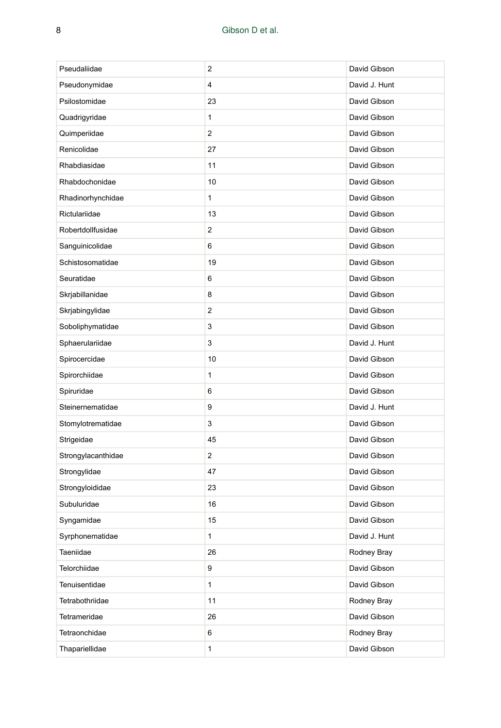| | | |
|---|---|---|
| Pseudaliidae | 2 | David Gibson |
| Pseudonymidae | 4 | David J. Hunt |
| Psilostomidae | 23 | David Gibson |
| Quadrigyridae | 1 | David Gibson |
| Quimperiidae | 2 | David Gibson |
| Renicolidae | 27 | David Gibson |
| Rhabdiasidae | 11 | David Gibson |
| Rhabdochonidae | 10 | David Gibson |
| Rhadinorhynchidae | 1 | David Gibson |
| Rictulariidae | 13 | David Gibson |
| Robertdollfusidae | 2 | David Gibson |
| Sanguinicolidae | 6 | David Gibson |
| Schistosomatidae | 19 | David Gibson |
| Seuratidae | 6 | David Gibson |
| Skrjabillanidae | 8 | David Gibson |
| Skrjabingylidae | 2 | David Gibson |
| Soboliphymatidae | 3 | David Gibson |
| Sphaerulariidae | 3 | David J. Hunt |
| Spirocercidae | 10 | David Gibson |
| Spirorchiidae | 1 | David Gibson |
| Spiruridae | 6 | David Gibson |
| Steinernematidae | 9 | David J. Hunt |
| Stomylotrematidae | 3 | David Gibson |
| Strigeidae | 45 | David Gibson |
| Strongylacanthidae | 2 | David Gibson |
| Strongylidae | 47 | David Gibson |
| Strongyloididae | 23 | David Gibson |
| Subuluridae | 16 | David Gibson |
| Syngamidae | 15 | David Gibson |
| Syrphonematidae | 1 | David J. Hunt |
| Taeniidae | 26 | Rodney Bray |
| Telorchiidae | 9 | David Gibson |
| Tenuisentidae | 1 | David Gibson |
| Tetrabothriidae | 11 | Rodney Bray |
| Tetrameridae | 26 | David Gibson |
| Tetraonchidae | 6 | Rodney Bray |
| Thapariellidae | 1 | David Gibson |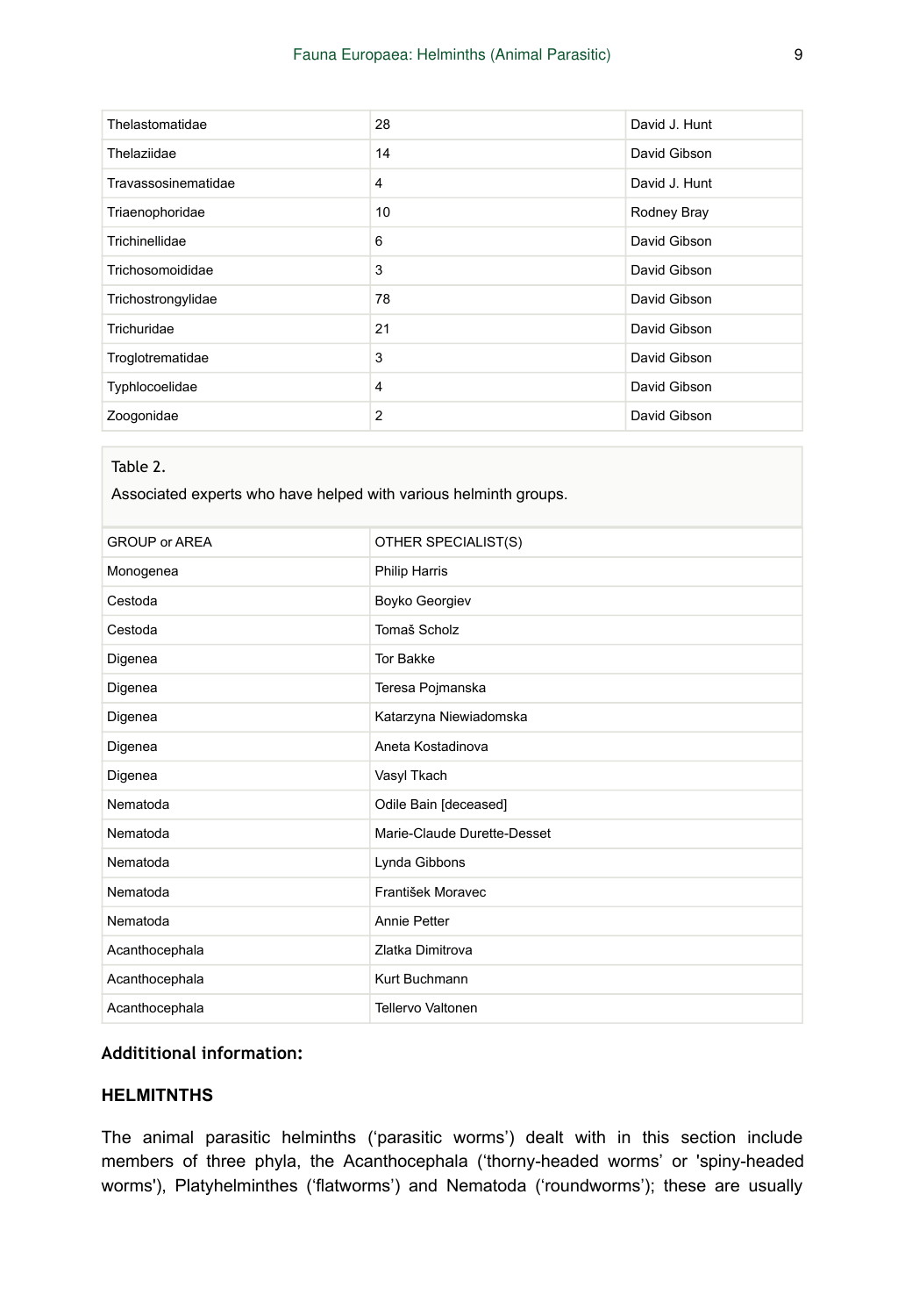| Thelastomatidae | 28 | David J. Hunt |
| --- | --- | --- |
| Thelaziidae | 14 | David Gibson |
| Travassosinematidae | 4 | David J. Hunt |
| Triaenophoridae | 10 | Rodney Bray |
| Trichinellidae | 6 | David Gibson |
| Trichosomoididae | 3 | David Gibson |
| Trichostrongylidae | 78 | David Gibson |
| Trichuridae | 21 | David Gibson |
| Troglotrematidae | 3 | David Gibson |
| Typhlocoelidae | 4 | David Gibson |
| Zoogonidae | 2 | David Gibson |

Table 2.

Associated experts who have helped with various helminth groups.

| GROUP or AREA | OTHER SPECIALIST(S) |
| --- | --- |
| Monogenea | Philip Harris |
| Cestoda | Boyko Georgiev |
| Cestoda | Tomaš Scholz |
| Digenea | Tor Bakke |
| Digenea | Teresa Pojmanska |
| Digenea | Katarzyna Niewiadomska |
| Digenea | Aneta Kostadinova |
| Digenea | Vasyl Tkach |
| Nematoda | Odile Bain [deceased] |
| Nematoda | Marie-Claude Durette-Desset |
| Nematoda | Lynda Gibbons |
| Nematoda | František Moravec |
| Nematoda | Annie Petter |
| Acanthocephala | Zlatka Dimitrova |
| Acanthocephala | Kurt Buchmann |
| Acanthocephala | Tellervo Valtonen |

**Addititional information:**

**HELMITNTHS**

The animal parasitic helminths ('parasitic worms') dealt with in this section include members of three phyla, the Acanthocephala ('thorny-headed worms' or 'spiny-headed worms'), Platyhelminthes ('flatworms') and Nematoda ('roundworms'); these are usually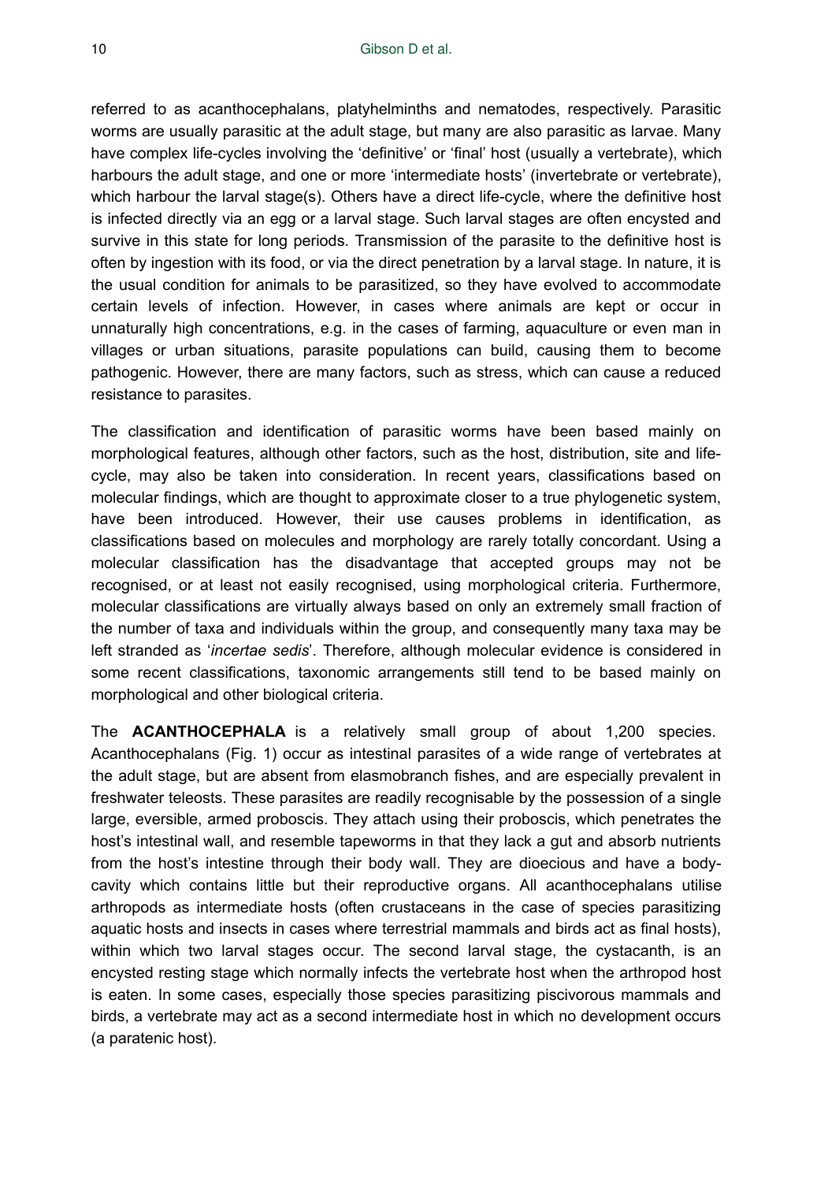referred to as acanthocephalans, platyhelminths and nematodes, respectively. Parasitic worms are usually parasitic at the adult stage, but many are also parasitic as larvae. Many have complex life-cycles involving the 'definitive' or 'final' host (usually a vertebrate), which harbours the adult stage, and one or more 'intermediate hosts' (invertebrate or vertebrate), which harbour the larval stage(s). Others have a direct life-cycle, where the definitive host is infected directly via an egg or a larval stage. Such larval stages are often encysted and survive in this state for long periods. Transmission of the parasite to the definitive host is often by ingestion with its food, or via the direct penetration by a larval stage. In nature, it is the usual condition for animals to be parasitized, so they have evolved to accommodate certain levels of infection. However, in cases where animals are kept or occur in unnaturally high concentrations, e.g. in the cases of farming, aquaculture or even man in villages or urban situations, parasite populations can build, causing them to become pathogenic. However, there are many factors, such as stress, which can cause a reduced resistance to parasites.

The classification and identification of parasitic worms have been based mainly on morphological features, although other factors, such as the host, distribution, site and life-cycle, may also be taken into consideration. In recent years, classifications based on molecular findings, which are thought to approximate closer to a true phylogenetic system, have been introduced. However, their use causes problems in identification, as classifications based on molecules and morphology are rarely totally concordant. Using a molecular classification has the disadvantage that accepted groups may not be recognised, or at least not easily recognised, using morphological criteria. Furthermore, molecular classifications are virtually always based on only an extremely small fraction of the number of taxa and individuals within the group, and consequently many taxa may be left stranded as '*incertae sedis*'. Therefore, although molecular evidence is considered in some recent classifications, taxonomic arrangements still tend to be based mainly on morphological and other biological criteria.

The **ACANTHOCEPHALA** is a relatively small group of about 1,200 species. Acanthocephalans (Fig. 1) occur as intestinal parasites of a wide range of vertebrates at the adult stage, but are absent from elasmobranch fishes, and are especially prevalent in freshwater teleosts. These parasites are readily recognisable by the possession of a single large, eversible, armed proboscis. They attach using their proboscis, which penetrates the host's intestinal wall, and resemble tapeworms in that they lack a gut and absorb nutrients from the host's intestine through their body wall. They are dioecious and have a body-cavity which contains little but their reproductive organs. All acanthocephalans utilise arthropods as intermediate hosts (often crustaceans in the case of species parasitizing aquatic hosts and insects in cases where terrestrial mammals and birds act as final hosts), within which two larval stages occur. The second larval stage, the cystacanth, is an encysted resting stage which normally infects the vertebrate host when the arthropod host is eaten. In some cases, especially those species parasitizing piscivorous mammals and birds, a vertebrate may act as a second intermediate host in which no development occurs (a paratenic host).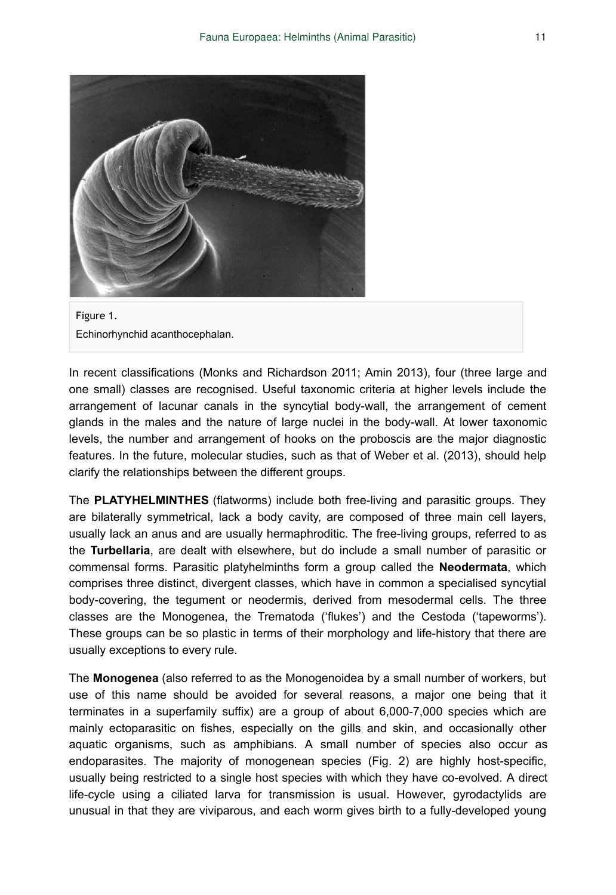Figure 1.
Echinorhynchid acanthocephalan.

In recent classifications (Monks and Richardson 2011; Amin 2013), four (three large and one small) classes are recognised. Useful taxonomic criteria at higher levels include the arrangement of lacunar canals in the syncytial body-wall, the arrangement of cement glands in the males and the nature of large nuclei in the body-wall. At lower taxonomic levels, the number and arrangement of hooks on the proboscis are the major diagnostic features. In the future, molecular studies, such as that of Weber et al. (2013), should help clarify the relationships between the different groups.

The **PLATYHELMINTHES** (flatworms) include both free-living and parasitic groups. They are bilaterally symmetrical, lack a body cavity, are composed of three main cell layers, usually lack an anus and are usually hermaphroditic. The free-living groups, referred to as the **Turbellaria**, are dealt with elsewhere, but do include a small number of parasitic or commensal forms. Parasitic platyhelminths form a group called the **Neodermata**, which comprises three distinct, divergent classes, which have in common a specialised syncytial body-covering, the tegument or neodermis, derived from mesodermal cells. The three classes are the Monogenea, the Trematoda ('flukes') and the Cestoda ('tapeworms'). These groups can be so plastic in terms of their morphology and life-history that there are usually exceptions to every rule.

The **Monogenea** (also referred to as the Monogenoidea by a small number of workers, but use of this name should be avoided for several reasons, a major one being that it terminates in a superfamily suffix) are a group of about 6,000-7,000 species which are mainly ectoparasitic on fishes, especially on the gills and skin, and occasionally other aquatic organisms, such as amphibians. A small number of species also occur as endoparasites. The majority of monogenean species (Fig. 2) are highly host-specific, usually being restricted to a single host species with which they have co-evolved. A direct life-cycle using a ciliated larva for transmission is usual. However, gyrodactylids are unusual in that they are viviparous, and each worm gives birth to a fully-developed young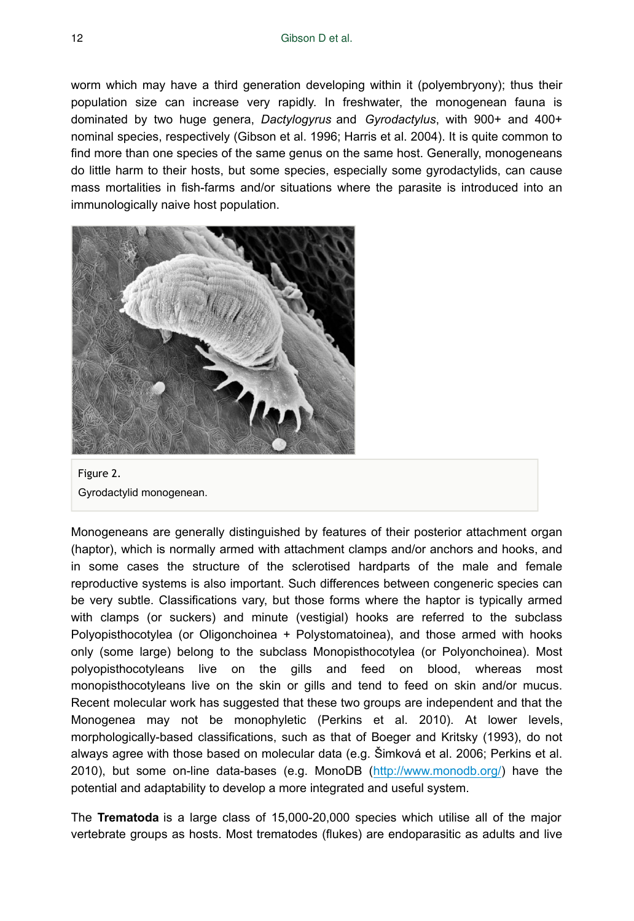worm which may have a third generation developing within it (polyembryony); thus their population size can increase very rapidly. In freshwater, the monogenean fauna is dominated by two huge genera, *Dactylogyrus* and *Gyrodactylus*, with 900+ and 400+ nominal species, respectively (Gibson et al. 1996; Harris et al. 2004). It is quite common to find more than one species of the same genus on the same host. Generally, monogeneans do little harm to their hosts, but some species, especially some gyrodactylids, can cause mass mortalities in fish-farms and/or situations where the parasite is introduced into an immunologically naive host population.

Figure 2.

Gyrodactylid monogenean.

Monogeneans are generally distinguished by features of their posterior attachment organ (haptor), which is normally armed with attachment clamps and/or anchors and hooks, and in some cases the structure of the sclerotised hardparts of the male and female reproductive systems is also important. Such differences between congeneric species can be very subtle. Classifications vary, but those forms where the haptor is typically armed with clamps (or suckers) and minute (vestigial) hooks are referred to the subclass Polyopisthocotylea (or Oligonchoinea + Polystomatoinea), and those armed with hooks only (some large) belong to the subclass Monopisthocotylea (or Polyonchoinea). Most polyopisthocotyleans live on the gills and feed on blood, whereas most monopisthocotyleans live on the skin or gills and tend to feed on skin and/or mucus. Recent molecular work has suggested that these two groups are independent and that the Monogenea may not be monophyletic (Perkins et al. 2010). At lower levels, morphologically-based classifications, such as that of Boeger and Kritsky (1993), do not always agree with those based on molecular data (e.g. Šimková et al. 2006; Perkins et al. 2010), but some on-line data-bases (e.g. MonoDB (http://www.monodb.org/) have the potential and adaptability to develop a more integrated and useful system.

The **Trematoda** is a large class of 15,000-20,000 species which utilise all of the major vertebrate groups as hosts. Most trematodes (flukes) are endoparasitic as adults and live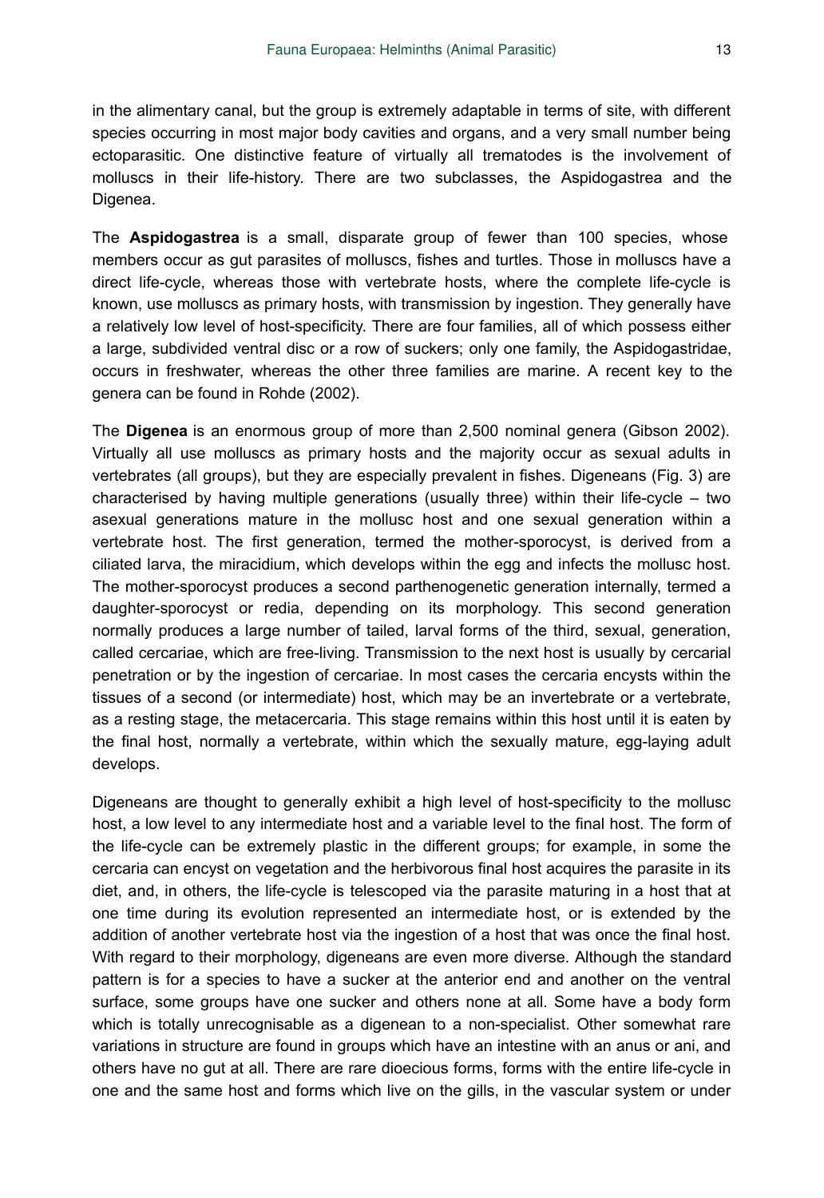in the alimentary canal, but the group is extremely adaptable in terms of site, with different species occurring in most major body cavities and organs, and a very small number being ectoparasitic. One distinctive feature of virtually all trematodes is the involvement of molluscs in their life-history. There are two subclasses, the Aspidogastrea and the Digenea.

The **Aspidogastrea** is a small, disparate group of fewer than 100 species, whose members occur as gut parasites of molluscs, fishes and turtles. Those in molluscs have a direct life-cycle, whereas those with vertebrate hosts, where the complete life-cycle is known, use molluscs as primary hosts, with transmission by ingestion. They generally have a relatively low level of host-specificity. There are four families, all of which possess either a large, subdivided ventral disc or a row of suckers; only one family, the Aspidogastridae, occurs in freshwater, whereas the other three families are marine. A recent key to the genera can be found in Rohde (2002).

The **Digenea** is an enormous group of more than 2,500 nominal genera (Gibson 2002). Virtually all use molluscs as primary hosts and the majority occur as sexual adults in vertebrates (all groups), but they are especially prevalent in fishes. Digeneans (Fig. 3) are characterised by having multiple generations (usually three) within their life-cycle – two asexual generations mature in the mollusc host and one sexual generation within a vertebrate host. The first generation, termed the mother-sporocyst, is derived from a ciliated larva, the miracidium, which develops within the egg and infects the mollusc host. The mother-sporocyst produces a second parthenogenetic generation internally, termed a daughter-sporocyst or redia, depending on its morphology. This second generation normally produces a large number of tailed, larval forms of the third, sexual, generation, called cercariae, which are free-living. Transmission to the next host is usually by cercarial penetration or by the ingestion of cercariae. In most cases the cercaria encysts within the tissues of a second (or intermediate) host, which may be an invertebrate or a vertebrate, as a resting stage, the metacercaria. This stage remains within this host until it is eaten by the final host, normally a vertebrate, within which the sexually mature, egg-laying adult develops.

Digeneans are thought to generally exhibit a high level of host-specificity to the mollusc host, a low level to any intermediate host and a variable level to the final host. The form of the life-cycle can be extremely plastic in the different groups; for example, in some the cercaria can encyst on vegetation and the herbivorous final host acquires the parasite in its diet, and, in others, the life-cycle is telescoped via the parasite maturing in a host that at one time during its evolution represented an intermediate host, or is extended by the addition of another vertebrate host via the ingestion of a host that was once the final host. With regard to their morphology, digeneans are even more diverse. Although the standard pattern is for a species to have a sucker at the anterior end and another on the ventral surface, some groups have one sucker and others none at all. Some have a body form which is totally unrecognisable as a digenean to a non-specialist. Other somewhat rare variations in structure are found in groups which have an intestine with an anus or ani, and others have no gut at all. There are rare dioecious forms, forms with the entire life-cycle in one and the same host and forms which live on the gills, in the vascular system or under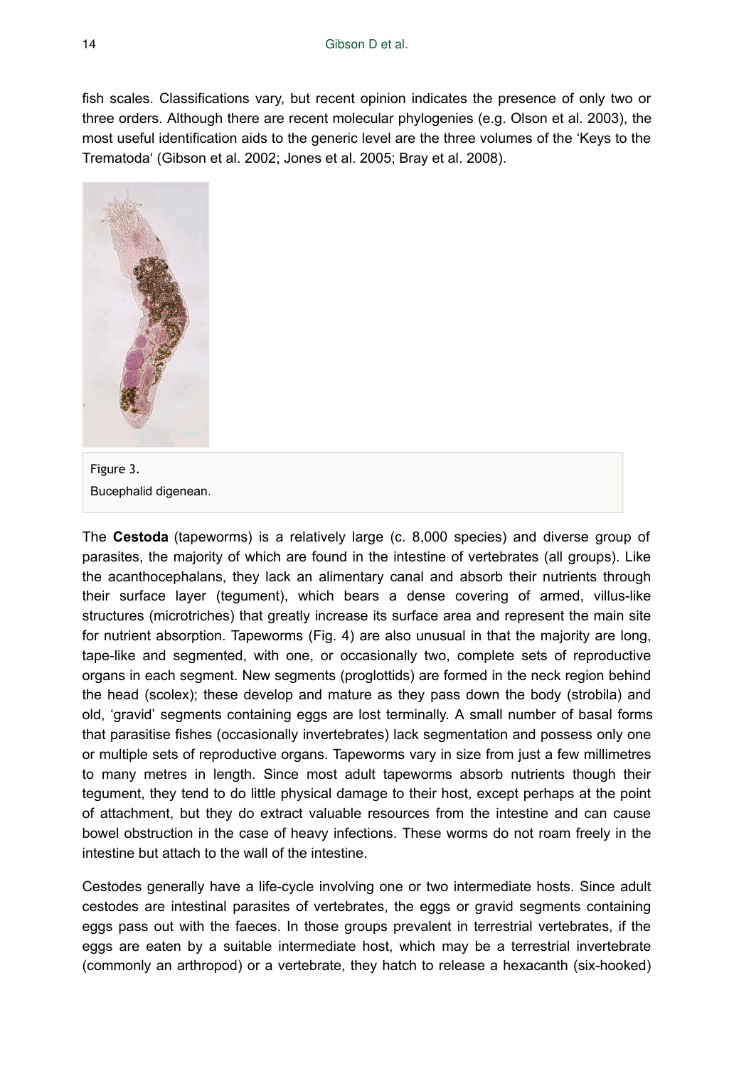fish scales. Classifications vary, but recent opinion indicates the presence of only two or three orders. Although there are recent molecular phylogenies (e.g. Olson et al. 2003), the most useful identification aids to the generic level are the three volumes of the 'Keys to the Trematoda' (Gibson et al. 2002; Jones et al. 2005; Bray et al. 2008).

Figure 3.
Bucephalid digenean.

The **Cestoda** (tapeworms) is a relatively large (c. 8,000 species) and diverse group of parasites, the majority of which are found in the intestine of vertebrates (all groups). Like the acanthocephalans, they lack an alimentary canal and absorb their nutrients through their surface layer (tegument), which bears a dense covering of armed, villus-like structures (microtriches) that greatly increase its surface area and represent the main site for nutrient absorption. Tapeworms (Fig. 4) are also unusual in that the majority are long, tape-like and segmented, with one, or occasionally two, complete sets of reproductive organs in each segment. New segments (proglottids) are formed in the neck region behind the head (scolex); these develop and mature as they pass down the body (strobila) and old, 'gravid' segments containing eggs are lost terminally. A small number of basal forms that parasitise fishes (occasionally invertebrates) lack segmentation and possess only one or multiple sets of reproductive organs. Tapeworms vary in size from just a few millimetres to many metres in length. Since most adult tapeworms absorb nutrients though their tegument, they tend to do little physical damage to their host, except perhaps at the point of attachment, but they do extract valuable resources from the intestine and can cause bowel obstruction in the case of heavy infections. These worms do not roam freely in the intestine but attach to the wall of the intestine.

Cestodes generally have a life-cycle involving one or two intermediate hosts. Since adult cestodes are intestinal parasites of vertebrates, the eggs or gravid segments containing eggs pass out with the faeces. In those groups prevalent in terrestrial vertebrates, if the eggs are eaten by a suitable intermediate host, which may be a terrestrial invertebrate (commonly an arthropod) or a vertebrate, they hatch to release a hexacanth (six-hooked)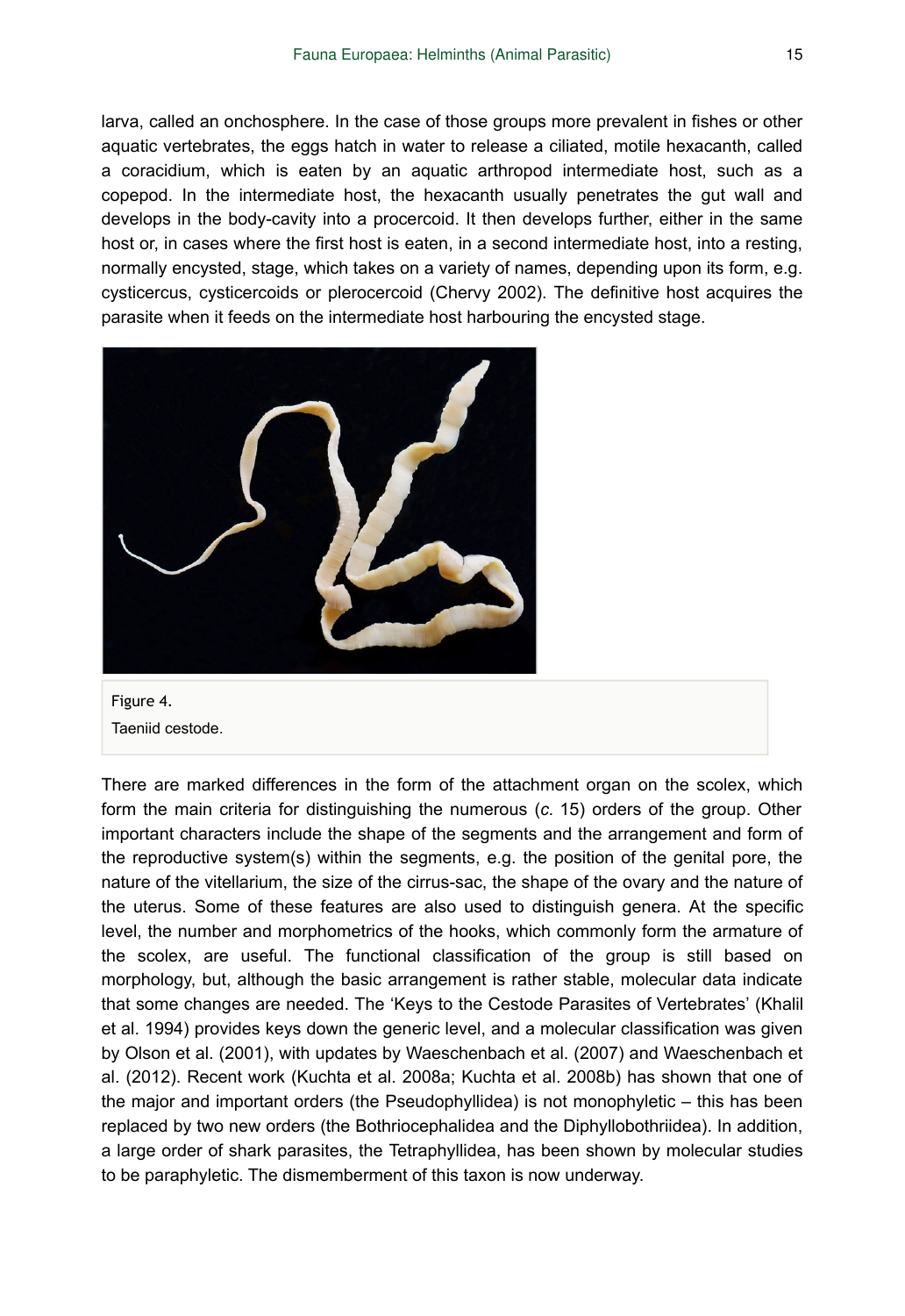larva, called an onchosphere. In the case of those groups more prevalent in fishes or other aquatic vertebrates, the eggs hatch in water to release a ciliated, motile hexacanth, called a coracidium, which is eaten by an aquatic arthropod intermediate host, such as a copepod. In the intermediate host, the hexacanth usually penetrates the gut wall and develops in the body-cavity into a procercoid. It then develops further, either in the same host or, in cases where the first host is eaten, in a second intermediate host, into a resting, normally encysted, stage, which takes on a variety of names, depending upon its form, e.g. cysticercus, cysticercoids or plerocercoid (Chervy 2002). The definitive host acquires the parasite when it feeds on the intermediate host harbouring the encysted stage.

Figure 4.
Taeniid cestode.

There are marked differences in the form of the attachment organ on the scolex, which form the main criteria for distinguishing the numerous (*c.* 15) orders of the group. Other important characters include the shape of the segments and the arrangement and form of the reproductive system(s) within the segments, e.g. the position of the genital pore, the nature of the vitellarium, the size of the cirrus-sac, the shape of the ovary and the nature of the uterus. Some of these features are also used to distinguish genera. At the specific level, the number and morphometrics of the hooks, which commonly form the armature of the scolex, are useful. The functional classification of the group is still based on morphology, but, although the basic arrangement is rather stable, molecular data indicate that some changes are needed. The 'Keys to the Cestode Parasites of Vertebrates' (Khalil et al. 1994) provides keys down the generic level, and a molecular classification was given by Olson et al. (2001), with updates by Waeschenbach et al. (2007) and Waeschenbach et al. (2012). Recent work (Kuchta et al. 2008a; Kuchta et al. 2008b) has shown that one of the major and important orders (the Pseudophyllidea) is not monophyletic – this has been replaced by two new orders (the Bothriocephalidea and the Diphyllobothriidea). In addition, a large order of shark parasites, the Tetraphyllidea, has been shown by molecular studies to be paraphyletic. The dismemberment of this taxon is now underway.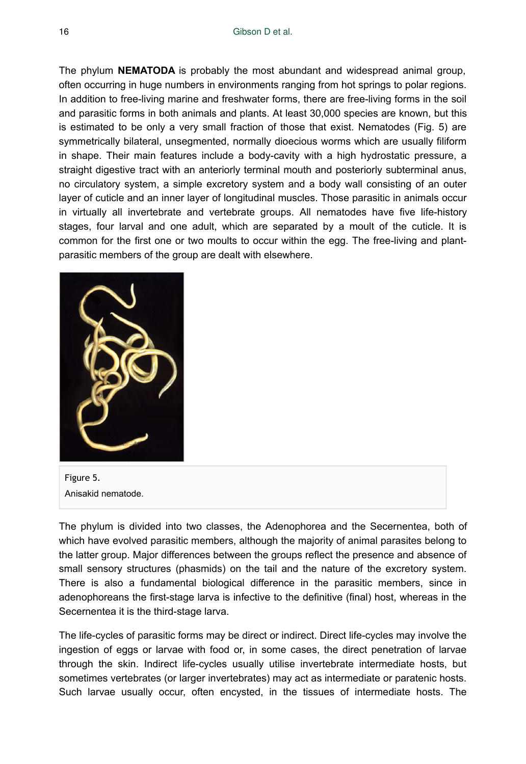The phylum **NEMATODA** is probably the most abundant and widespread animal group, often occurring in huge numbers in environments ranging from hot springs to polar regions. In addition to free-living marine and freshwater forms, there are free-living forms in the soil and parasitic forms in both animals and plants. At least 30,000 species are known, but this is estimated to be only a very small fraction of those that exist. Nematodes (Fig. 5) are symmetrically bilateral, unsegmented, normally dioecious worms which are usually filiform in shape. Their main features include a body-cavity with a high hydrostatic pressure, a straight digestive tract with an anteriorly terminal mouth and posteriorly subterminal anus, no circulatory system, a simple excretory system and a body wall consisting of an outer layer of cuticle and an inner layer of longitudinal muscles. Those parasitic in animals occur in virtually all invertebrate and vertebrate groups. All nematodes have five life-history stages, four larval and one adult, which are separated by a moult of the cuticle. It is common for the first one or two moults to occur within the egg. The free-living and plant-parasitic members of the group are dealt with elsewhere.

Figure 5.

Anisakid nematode.

The phylum is divided into two classes, the Adenophorea and the Secernentea, both of which have evolved parasitic members, although the majority of animal parasites belong to the latter group. Major differences between the groups reflect the presence and absence of small sensory structures (phasmids) on the tail and the nature of the excretory system. There is also a fundamental biological difference in the parasitic members, since in adenophoreans the first-stage larva is infective to the definitive (final) host, whereas in the Secernentea it is the third-stage larva.

The life-cycles of parasitic forms may be direct or indirect. Direct life-cycles may involve the ingestion of eggs or larvae with food or, in some cases, the direct penetration of larvae through the skin. Indirect life-cycles usually utilise invertebrate intermediate hosts, but sometimes vertebrates (or larger invertebrates) may act as intermediate or paratenic hosts. Such larvae usually occur, often encysted, in the tissues of intermediate hosts. The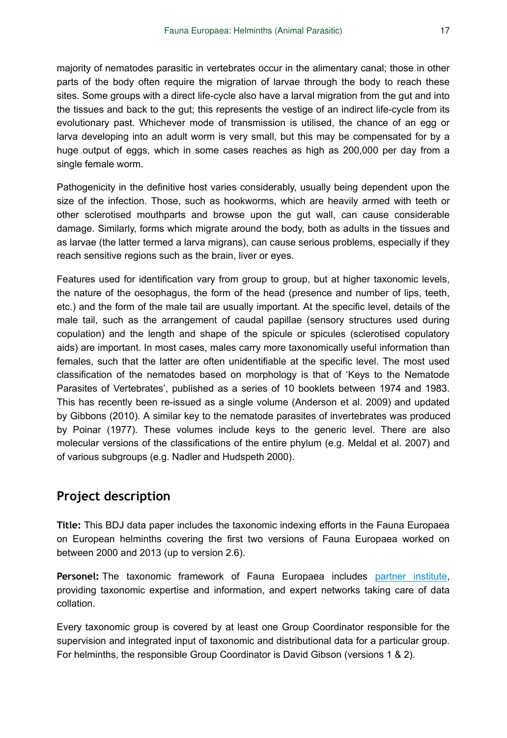majority of nematodes parasitic in vertebrates occur in the alimentary canal; those in other parts of the body often require the migration of larvae through the body to reach these sites. Some groups with a direct life-cycle also have a larval migration from the gut and into the tissues and back to the gut; this represents the vestige of an indirect life-cycle from its evolutionary past. Whichever mode of transmission is utilised, the chance of an egg or larva developing into an adult worm is very small, but this may be compensated for by a huge output of eggs, which in some cases reaches as high as 200,000 per day from a single female worm.

Pathogenicity in the definitive host varies considerably, usually being dependent upon the size of the infection. Those, such as hookworms, which are heavily armed with teeth or other sclerotised mouthparts and browse upon the gut wall, can cause considerable damage. Similarly, forms which migrate around the body, both as adults in the tissues and as larvae (the latter termed a larva migrans), can cause serious problems, especially if they reach sensitive regions such as the brain, liver or eyes.

Features used for identification vary from group to group, but at higher taxonomic levels, the nature of the oesophagus, the form of the head (presence and number of lips, teeth, etc.) and the form of the male tail are usually important. At the specific level, details of the male tail, such as the arrangement of caudal papillae (sensory structures used during copulation) and the length and shape of the spicule or spicules (sclerotised copulatory aids) are important. In most cases, males carry more taxonomically useful information than females, such that the latter are often unidentifiable at the specific level. The most used classification of the nematodes based on morphology is that of 'Keys to the Nematode Parasites of Vertebrates', published as a series of 10 booklets between 1974 and 1983. This has recently been re-issued as a single volume (Anderson et al. 2009) and updated by Gibbons (2010). A similar key to the nematode parasites of invertebrates was produced by Poinar (1977). These volumes include keys to the generic level. There are also molecular versions of the classifications of the entire phylum (e.g. Meldal et al. 2007) and of various subgroups (e.g. Nadler and Hudspeth 2000).

## Project description

**Title:** This BDJ data paper includes the taxonomic indexing efforts in the Fauna Europaea on European helminths covering the first two versions of Fauna Europaea worked on between 2000 and 2013 (up to version 2.6).

**Personel:** The taxonomic framework of Fauna Europaea includes partner institute, providing taxonomic expertise and information, and expert networks taking care of data collation.

Every taxonomic group is covered by at least one Group Coordinator responsible for the supervision and integrated input of taxonomic and distributional data for a particular group. For helminths, the responsible Group Coordinator is David Gibson (versions 1 & 2).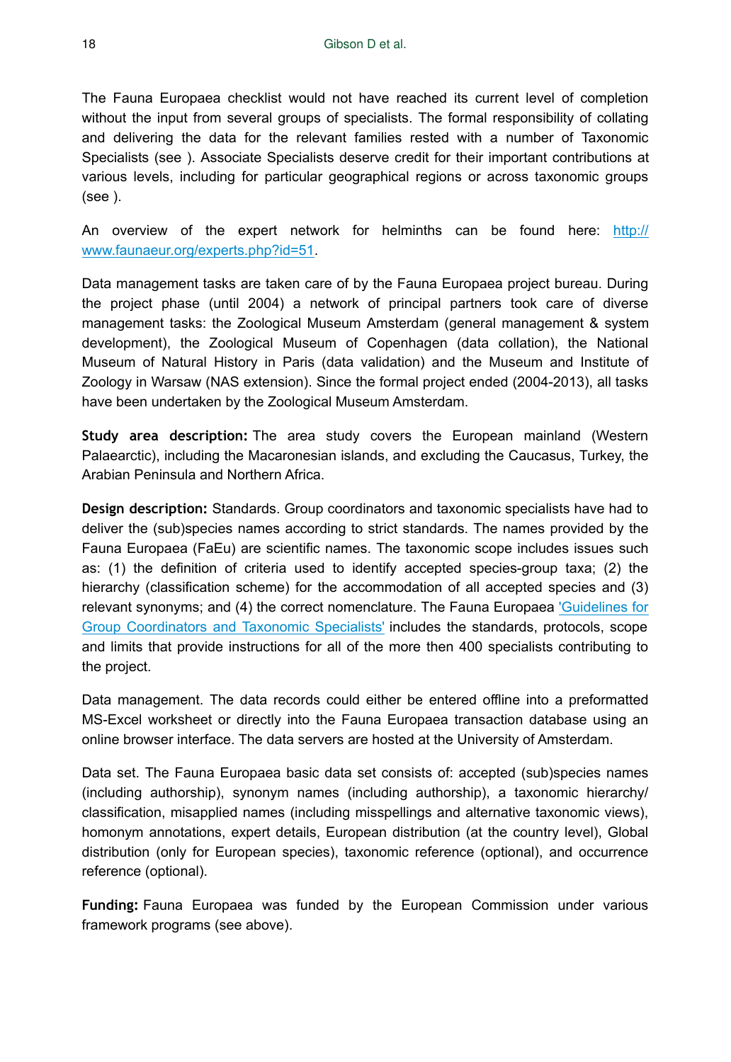The Fauna Europaea checklist would not have reached its current level of completion without the input from several groups of specialists. The formal responsibility of collating and delivering the data for the relevant families rested with a number of Taxonomic Specialists (see ). Associate Specialists deserve credit for their important contributions at various levels, including for particular geographical regions or across taxonomic groups (see ).

An overview of the expert network for helminths can be found here: [http://www.faunaeur.org/experts.php?id=51](http://www.faunaeur.org/experts.php?id=51).

Data management tasks are taken care of by the Fauna Europaea project bureau. During the project phase (until 2004) a network of principal partners took care of diverse management tasks: the Zoological Museum Amsterdam (general management & system development), the Zoological Museum of Copenhagen (data collation), the National Museum of Natural History in Paris (data validation) and the Museum and Institute of Zoology in Warsaw (NAS extension). Since the formal project ended (2004-2013), all tasks have been undertaken by the Zoological Museum Amsterdam.

**Study area description:** The area study covers the European mainland (Western Palaearctic), including the Macaronesian islands, and excluding the Caucasus, Turkey, the Arabian Peninsula and Northern Africa.

**Design description:** Standards. Group coordinators and taxonomic specialists have had to deliver the (sub)species names according to strict standards. The names provided by the Fauna Europaea (FaEu) are scientific names. The taxonomic scope includes issues such as: (1) the definition of criteria used to identify accepted species-group taxa; (2) the hierarchy (classification scheme) for the accommodation of all accepted species and (3) relevant synonyms; and (4) the correct nomenclature. The Fauna Europaea ['Guidelines for Group Coordinators and Taxonomic Specialists'](#) includes the standards, protocols, scope and limits that provide instructions for all of the more then 400 specialists contributing to the project.

Data management. The data records could either be entered offline into a preformatted MS-Excel worksheet or directly into the Fauna Europaea transaction database using an online browser interface. The data servers are hosted at the University of Amsterdam.

Data set. The Fauna Europaea basic data set consists of: accepted (sub)species names (including authorship), synonym names (including authorship), a taxonomic hierarchy/classification, misapplied names (including misspellings and alternative taxonomic views), homonym annotations, expert details, European distribution (at the country level), Global distribution (only for European species), taxonomic reference (optional), and occurrence reference (optional).

**Funding:** Fauna Europaea was funded by the European Commission under various framework programs (see above).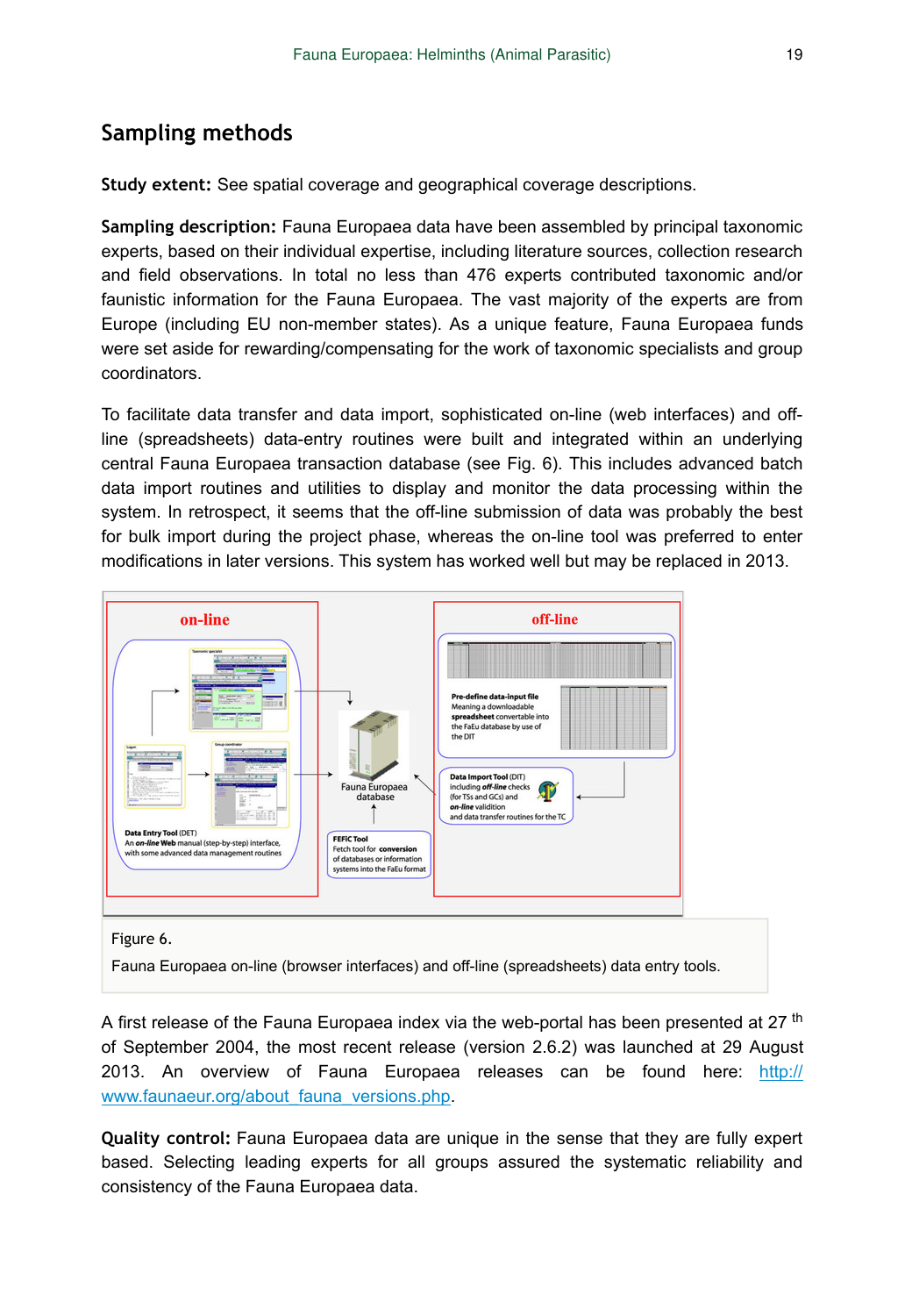## Sampling methods

**Study extent:** See spatial coverage and geographical coverage descriptions.

**Sampling description:** Fauna Europaea data have been assembled by principal taxonomic experts, based on their individual expertise, including literature sources, collection research and field observations. In total no less than 476 experts contributed taxonomic and/or faunistic information for the Fauna Europaea. The vast majority of the experts are from Europe (including EU non-member states). As a unique feature, Fauna Europaea funds were set aside for rewarding/compensating for the work of taxonomic specialists and group coordinators.

To facilitate data transfer and data import, sophisticated on-line (web interfaces) and off-line (spreadsheets) data-entry routines were built and integrated within an underlying central Fauna Europaea transaction database (see Fig. 6). This includes advanced batch data import routines and utilities to display and monitor the data processing within the system. In retrospect, it seems that the off-line submission of data was probably the best for bulk import during the project phase, whereas the on-line tool was preferred to enter modifications in later versions. This system has worked well but may be replaced in 2013.

Figure 6.

Fauna Europaea on-line (browser interfaces) and off-line (spreadsheets) data entry tools.

A first release of the Fauna Europaea index via the web-portal has been presented at 27 th of September 2004, the most recent release (version 2.6.2) was launched at 29 August 2013. An overview of Fauna Europaea releases can be found here: http://www.faunaeur.org/about_fauna_versions.php.

**Quality control:** Fauna Europaea data are unique in the sense that they are fully expert based. Selecting leading experts for all groups assured the systematic reliability and consistency of the Fauna Europaea data.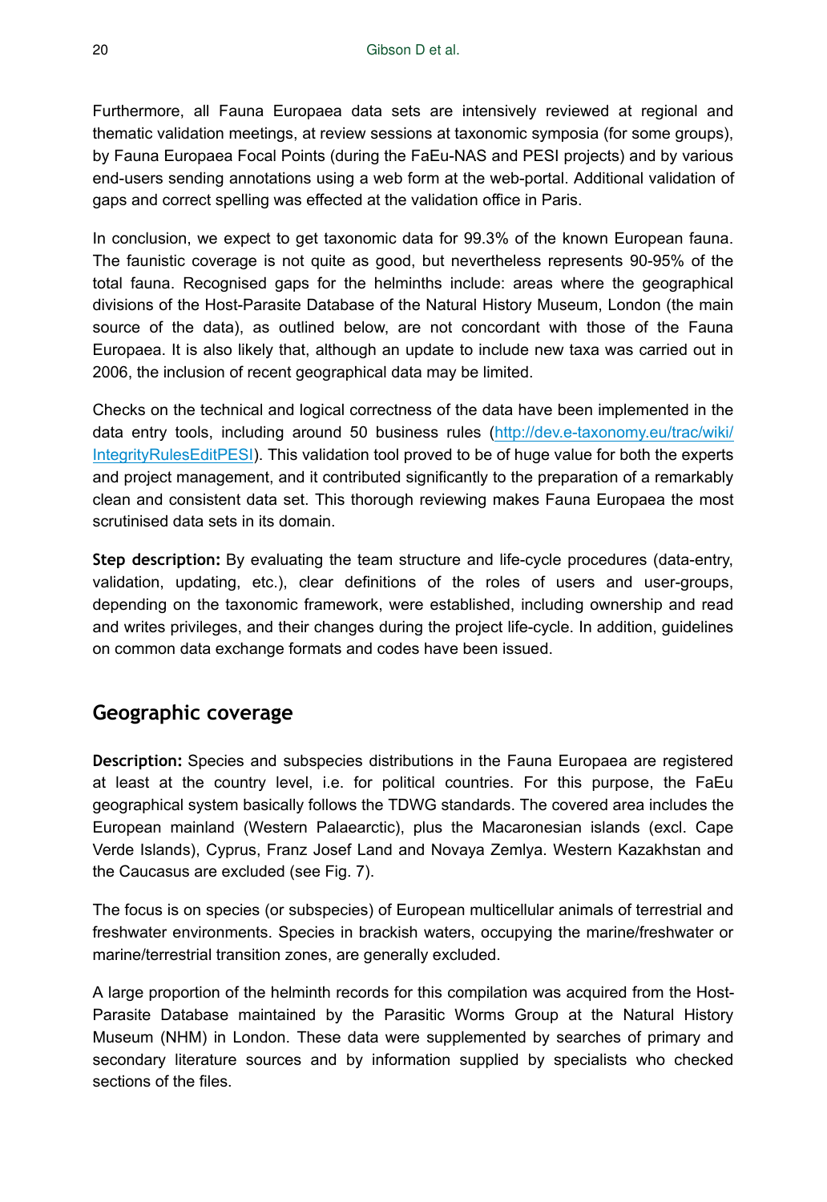Furthermore, all Fauna Europaea data sets are intensively reviewed at regional and thematic validation meetings, at review sessions at taxonomic symposia (for some groups), by Fauna Europaea Focal Points (during the FaEu-NAS and PESI projects) and by various end-users sending annotations using a web form at the web-portal. Additional validation of gaps and correct spelling was effected at the validation office in Paris.

In conclusion, we expect to get taxonomic data for 99.3% of the known European fauna. The faunistic coverage is not quite as good, but nevertheless represents 90-95% of the total fauna. Recognised gaps for the helminths include: areas where the geographical divisions of the Host-Parasite Database of the Natural History Museum, London (the main source of the data), as outlined below, are not concordant with those of the Fauna Europaea. It is also likely that, although an update to include new taxa was carried out in 2006, the inclusion of recent geographical data may be limited.

Checks on the technical and logical correctness of the data have been implemented in the data entry tools, including around 50 business rules (http://dev.e-taxonomy.eu/trac/wiki/IntegrityRulesEditPESI). This validation tool proved to be of huge value for both the experts and project management, and it contributed significantly to the preparation of a remarkably clean and consistent data set. This thorough reviewing makes Fauna Europaea the most scrutinised data sets in its domain.

**Step description:** By evaluating the team structure and life-cycle procedures (data-entry, validation, updating, etc.), clear definitions of the roles of users and user-groups, depending on the taxonomic framework, were established, including ownership and read and writes privileges, and their changes during the project life-cycle. In addition, guidelines on common data exchange formats and codes have been issued.

## Geographic coverage

**Description:** Species and subspecies distributions in the Fauna Europaea are registered at least at the country level, i.e. for political countries. For this purpose, the FaEu geographical system basically follows the TDWG standards. The covered area includes the European mainland (Western Palaearctic), plus the Macaronesian islands (excl. Cape Verde Islands), Cyprus, Franz Josef Land and Novaya Zemlya. Western Kazakhstan and the Caucasus are excluded (see Fig. 7).

The focus is on species (or subspecies) of European multicellular animals of terrestrial and freshwater environments. Species in brackish waters, occupying the marine/freshwater or marine/terrestrial transition zones, are generally excluded.

A large proportion of the helminth records for this compilation was acquired from the Host-Parasite Database maintained by the Parasitic Worms Group at the Natural History Museum (NHM) in London. These data were supplemented by searches of primary and secondary literature sources and by information supplied by specialists who checked sections of the files.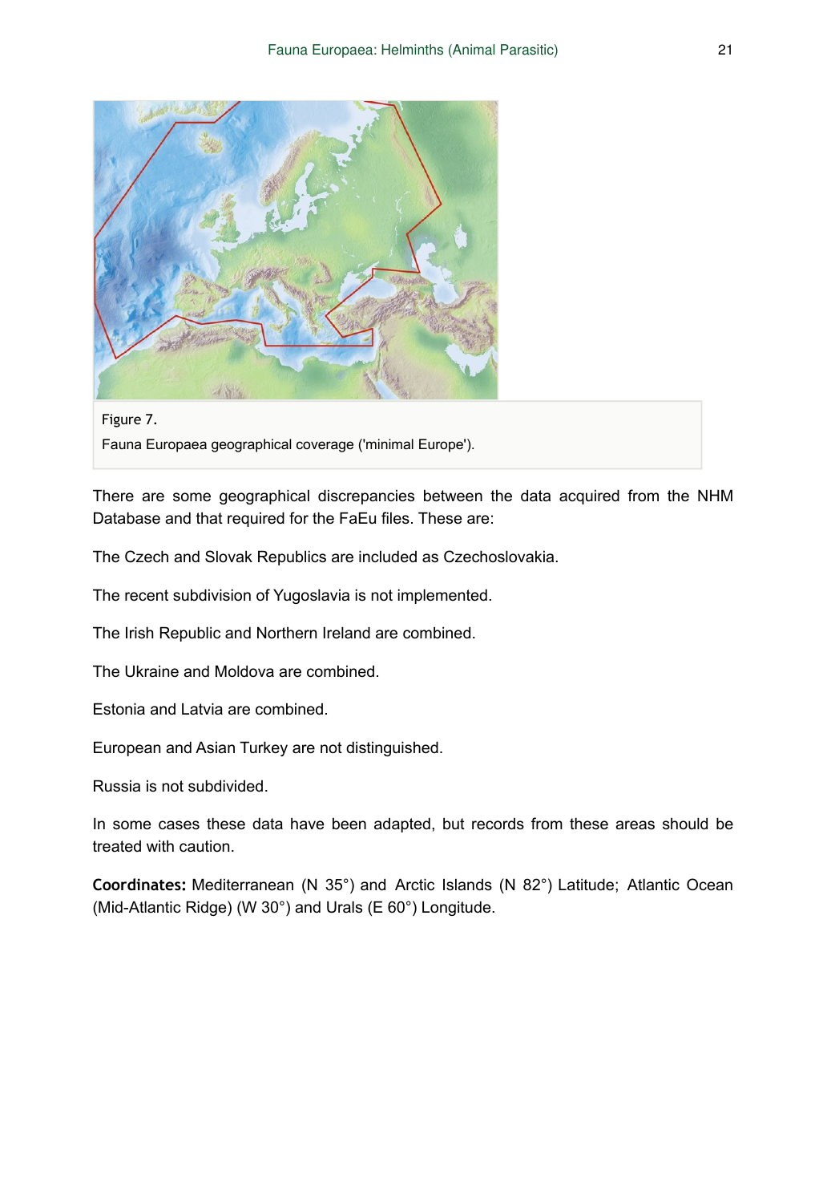Figure 7.

Fauna Europaea geographical coverage ('minimal Europe').

There are some geographical discrepancies between the data acquired from the NHM Database and that required for the FaEu files. These are:

The Czech and Slovak Republics are included as Czechoslovakia.

The recent subdivision of Yugoslavia is not implemented.

The Irish Republic and Northern Ireland are combined.

The Ukraine and Moldova are combined.

Estonia and Latvia are combined.

European and Asian Turkey are not distinguished.

Russia is not subdivided.

In some cases these data have been adapted, but records from these areas should be treated with caution.

**Coordinates:** Mediterranean (N 35°) and Arctic Islands (N 82°) Latitude; Atlantic Ocean (Mid-Atlantic Ridge) (W 30°) and Urals (E 60°) Longitude.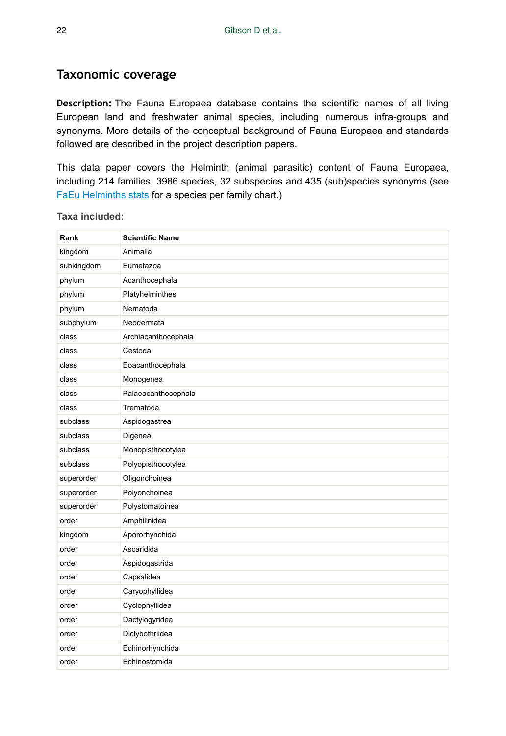## Taxonomic coverage

**Description:** The Fauna Europaea database contains the scientific names of all living European land and freshwater animal species, including numerous infra-groups and synonyms. More details of the conceptual background of Fauna Europaea and standards followed are described in the project description papers.

This data paper covers the Helminth (animal parasitic) content of Fauna Europaea, including 214 families, 3986 species, 32 subspecies and 435 (sub)species synonyms (see FaEu Helminths stats for a species per family chart.)

**Taxa included:**

| Rank | Scientific Name |
|---|---|
| kingdom | Animalia |
| subkingdom | Eumetazoa |
| phylum | Acanthocephala |
| phylum | Platyhelminthes |
| phylum | Nematoda |
| subphylum | Neodermata |
| class | Archiacanthocephala |
| class | Cestoda |
| class | Eoacanthocephala |
| class | Monogenea |
| class | Palaeacanthocephala |
| class | Trematoda |
| subclass | Aspidogastrea |
| subclass | Digenea |
| subclass | Monopisthocotylea |
| subclass | Polyopisthocotylea |
| superorder | Oligonchoinea |
| superorder | Polyonchoinea |
| superorder | Polystomatoinea |
| order | Amphilinidea |
| kingdom | Apororhynchida |
| order | Ascaridida |
| order | Aspidogastrida |
| order | Capsalidea |
| order | Caryophyllidea |
| order | Cyclophyllidea |
| order | Dactylogyridea |
| order | Diclybothriidea |
| order | Echinorhynchida |
| order | Echinostomida |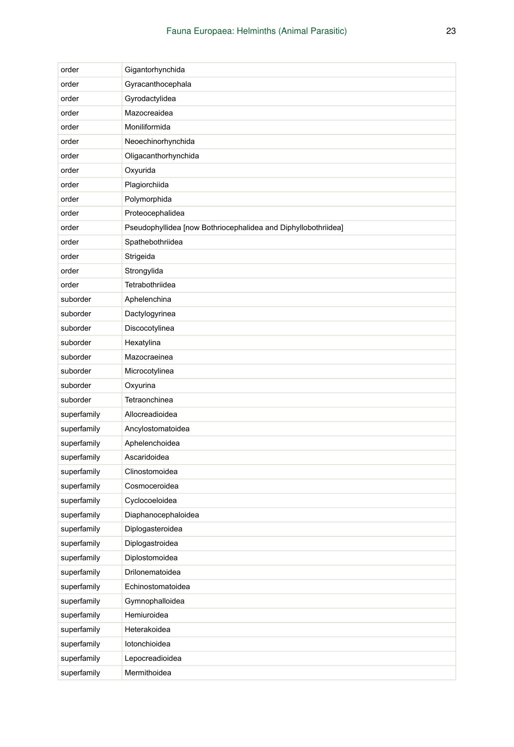| order | Gigantorhynchida |
|---|---|
| order | Gyracanthocephala |
| order | Gyrodactylidea |
| order | Mazocreaidea |
| order | Moniliformida |
| order | Neoechinorhynchida |
| order | Oligacanthorhynchida |
| order | Oxyurida |
| order | Plagiorchiida |
| order | Polymorphida |
| order | Proteocephalidea |
| order | Pseudophyllidea [now Bothriocephalidea and Diphyllobothriidea] |
| order | Spathebothriidea |
| order | Strigeida |
| order | Strongylida |
| order | Tetrabothriidea |
| suborder | Aphelenchina |
| suborder | Dactylogyrinea |
| suborder | Discocotylinea |
| suborder | Hexatylina |
| suborder | Mazocraeinea |
| suborder | Microcotylinea |
| suborder | Oxyurina |
| suborder | Tetraonchinea |
| superfamily | Allocreadioidea |
| superfamily | Ancylostomatoidea |
| superfamily | Aphelenchoidea |
| superfamily | Ascaridoidea |
| superfamily | Clinostomoidea |
| superfamily | Cosmoceroidea |
| superfamily | Cyclocoeloidea |
| superfamily | Diaphanocephaloidea |
| superfamily | Diplogasteroidea |
| superfamily | Diplogastroidea |
| superfamily | Diplostomoidea |
| superfamily | Drilonematoidea |
| superfamily | Echinostomatoidea |
| superfamily | Gymnophalloidea |
| superfamily | Hemiuroidea |
| superfamily | Heterakoidea |
| superfamily | Iotonchioidea |
| superfamily | Lepocreadioidea |
| superfamily | Mermithoidea |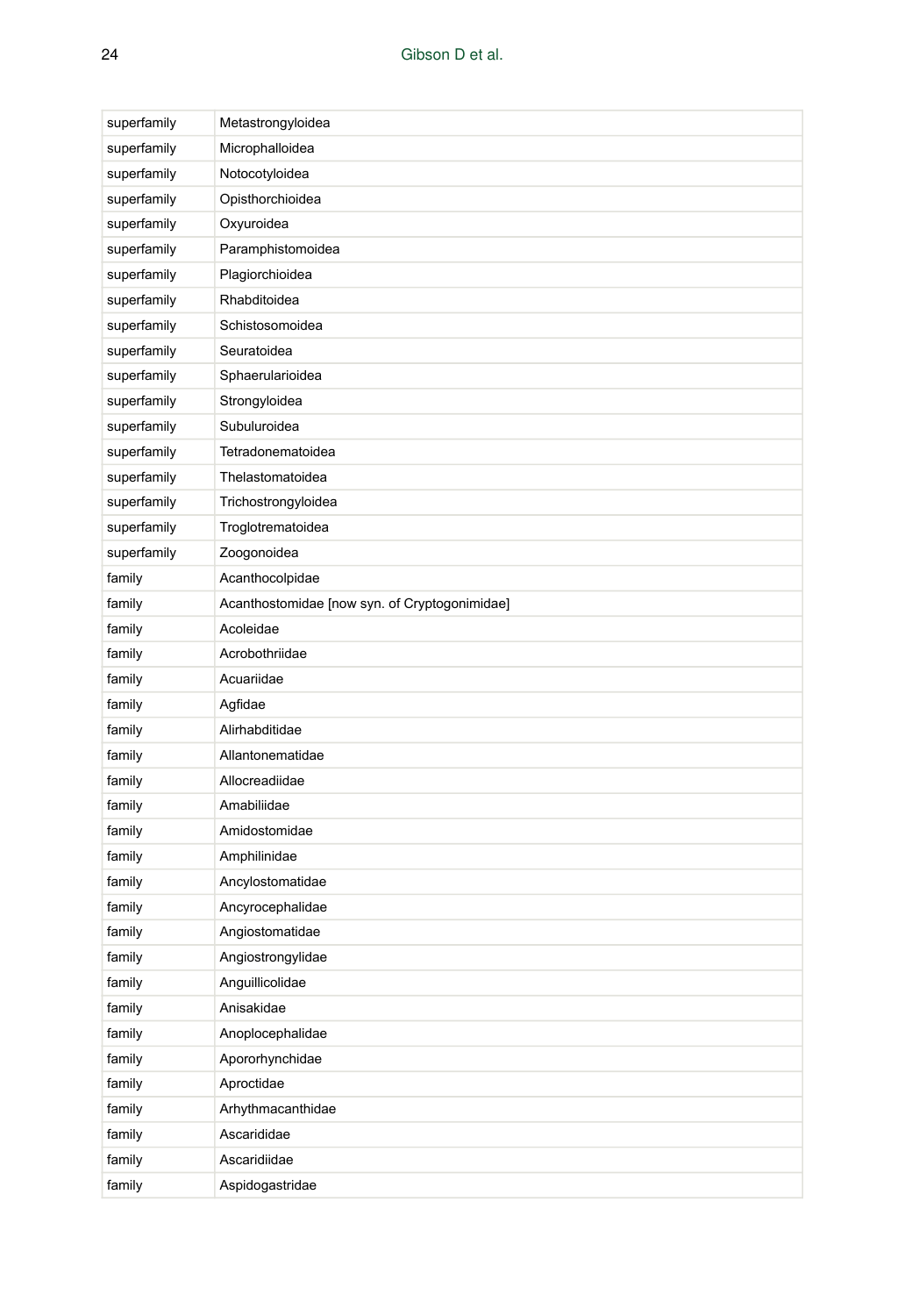| | |
|---|---|
| superfamily | Metastrongyloidea |
| superfamily | Microphalloidea |
| superfamily | Notocotyloidea |
| superfamily | Opisthorchioidea |
| superfamily | Oxyuroidea |
| superfamily | Paramphistomoidea |
| superfamily | Plagiorchioidea |
| superfamily | Rhabditoidea |
| superfamily | Schistosomoidea |
| superfamily | Seuratoidea |
| superfamily | Sphaerularioidea |
| superfamily | Strongyloidea |
| superfamily | Subuluroidea |
| superfamily | Tetradonematoidea |
| superfamily | Thelastomatoidea |
| superfamily | Trichostrongyloidea |
| superfamily | Troglotrematoidea |
| superfamily | Zoogonoidea |
| family | Acanthocolpidae |
| family | Acanthostomidae [now syn. of Cryptogonimidae] |
| family | Acoleidae |
| family | Acrobothriidae |
| family | Acuariidae |
| family | Agfidae |
| family | Alirhabditidae |
| family | Allantonematidae |
| family | Allocreadiidae |
| family | Amabiliidae |
| family | Amidostomidae |
| family | Amphilinidae |
| family | Ancylostomatidae |
| family | Ancyrocephalidae |
| family | Angiostomatidae |
| family | Angiostrongylidae |
| family | Anguillicolidae |
| family | Anisakidae |
| family | Anoplocephalidae |
| family | Apororhynchidae |
| family | Aproctidae |
| family | Arhythmacanthidae |
| family | Ascarididae |
| family | Ascaridiidae |
| family | Aspidogastridae |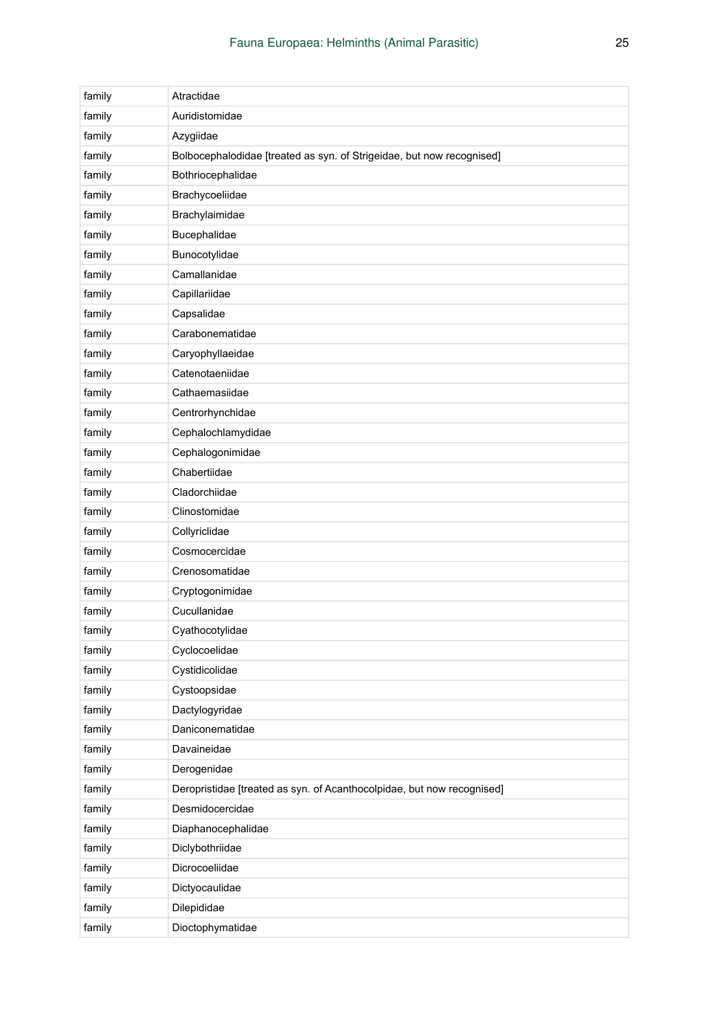| family | Atractidae |
|---|---|
| family | Auridistomidae |
| family | Azygiidae |
| family | Bolbocephalodidae [treated as syn. of Strigeidae, but now recognised] |
| family | Bothriocephalidae |
| family | Brachycoeliidae |
| family | Brachylaimidae |
| family | Bucephalidae |
| family | Bunocotylidae |
| family | Camallanidae |
| family | Capillariidae |
| family | Capsalidae |
| family | Carabonematidae |
| family | Caryophyllaeidae |
| family | Catenotaeniidae |
| family | Cathaemasiidae |
| family | Centrorhynchidae |
| family | Cephalochlamydidae |
| family | Cephalogonimidae |
| family | Chabertiidae |
| family | Cladorchiidae |
| family | Clinostomidae |
| family | Collyriclidae |
| family | Cosmocercidae |
| family | Crenosomatidae |
| family | Cryptogonimidae |
| family | Cucullanidae |
| family | Cyathocotylidae |
| family | Cyclocoelidae |
| family | Cystidicolidae |
| family | Cystoopsidae |
| family | Dactylogyridae |
| family | Daniconematidae |
| family | Davaineidae |
| family | Derogenidae |
| family | Deropristidae [treated as syn. of Acanthocolpidae, but now recognised] |
| family | Desmidocercidae |
| family | Diaphanocephalidae |
| family | Diclybothriidae |
| family | Dicrocoeliidae |
| family | Dictyocaulidae |
| family | Dilepididae |
| family | Dioctophymatidae |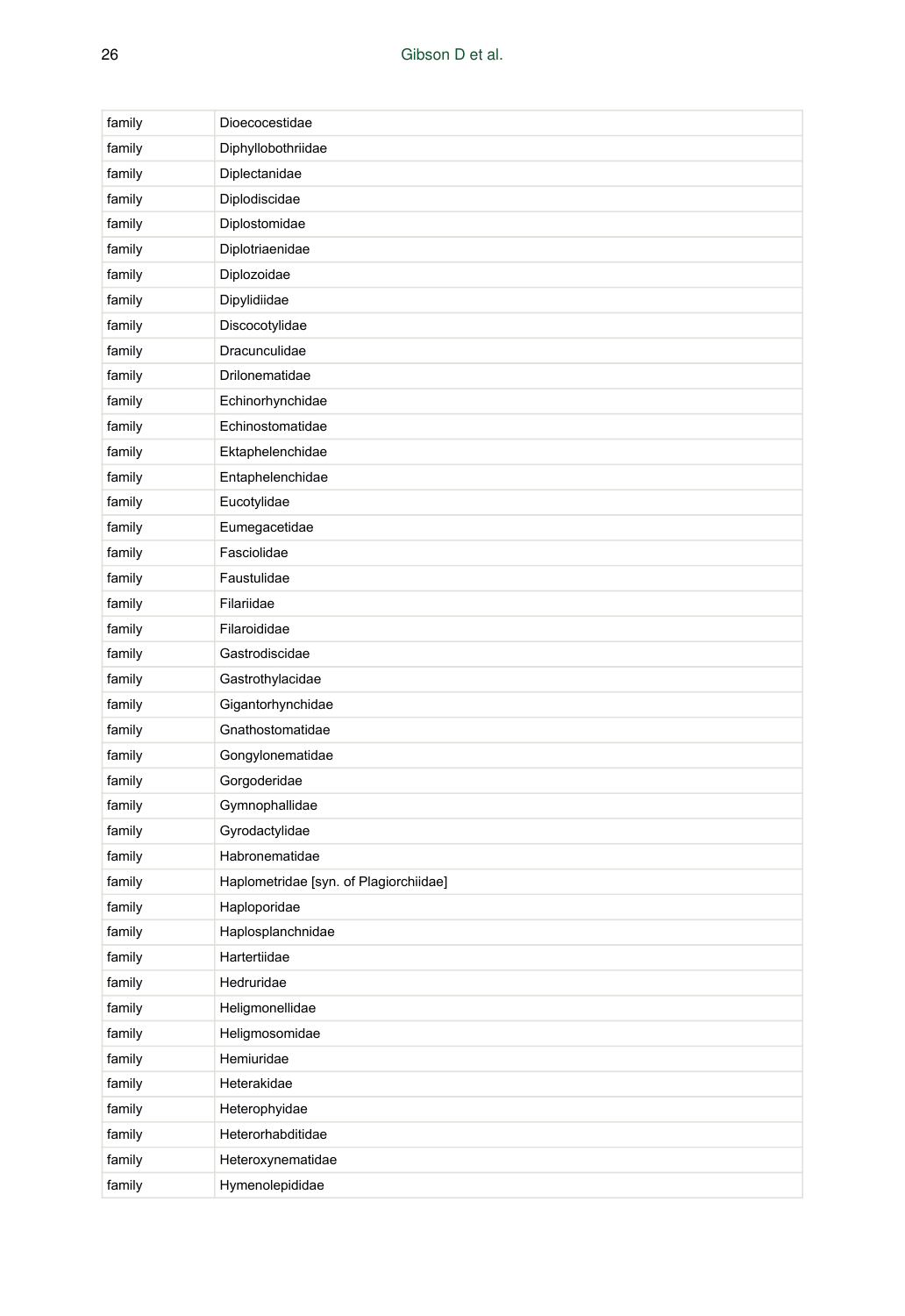| family | Dioecocestidae |
|---|---|
| family | Diphyllobothriidae |
| family | Diplectanidae |
| family | Diplodiscidae |
| family | Diplostomidae |
| family | Diplotriaenidae |
| family | Diplozoidae |
| family | Dipylidiidae |
| family | Discocotylidae |
| family | Dracunculidae |
| family | Drilonematidae |
| family | Echinorhynchidae |
| family | Echinostomatidae |
| family | Ektaphelenchidae |
| family | Entaphelenchidae |
| family | Eucotylidae |
| family | Eumegacetidae |
| family | Fasciolidae |
| family | Faustulidae |
| family | Filariidae |
| family | Filaroididae |
| family | Gastrodiscidae |
| family | Gastrothylacidae |
| family | Gigantorhynchidae |
| family | Gnathostomatidae |
| family | Gongylonematidae |
| family | Gorgoderidae |
| family | Gymnophallidae |
| family | Gyrodactylidae |
| family | Habronematidae |
| family | Haplometridae [syn. of Plagiorchiidae] |
| family | Haploporidae |
| family | Haplosplanchnidae |
| family | Hartertiidae |
| family | Hedruridae |
| family | Heligmonellidae |
| family | Heligmosomidae |
| family | Hemiuridae |
| family | Heterakidae |
| family | Heterophyidae |
| family | Heterorhabditidae |
| family | Heteroxynematidae |
| family | Hymenolepididae |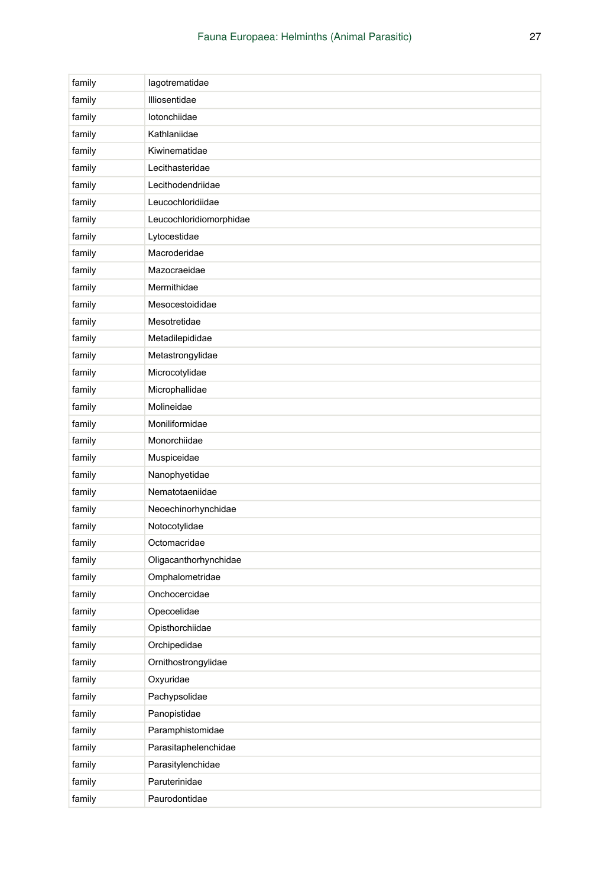| family | Iagotrematidae |
|---|---|
| family | Illiosentidae |
| family | Iotonchiidae |
| family | Kathlaniidae |
| family | Kiwinematidae |
| family | Lecithasteridae |
| family | Lecithodendriidae |
| family | Leucochloridiidae |
| family | Leucochloridiomorphidae |
| family | Lytocestidae |
| family | Macroderidae |
| family | Mazocraeidae |
| family | Mermithidae |
| family | Mesocestoididae |
| family | Mesotretidae |
| family | Metadilepididae |
| family | Metastrongylidae |
| family | Microcotylidae |
| family | Microphallidae |
| family | Molineidae |
| family | Moniliformidae |
| family | Monorchiidae |
| family | Muspiceidae |
| family | Nanophyetidae |
| family | Nematotaeniidae |
| family | Neoechinorhynchidae |
| family | Notocotylidae |
| family | Octomacridae |
| family | Oligacanthorhynchidae |
| family | Omphalometridae |
| family | Onchocercidae |
| family | Opecoelidae |
| family | Opisthorchiidae |
| family | Orchipedidae |
| family | Ornithostrongylidae |
| family | Oxyuridae |
| family | Pachypsolidae |
| family | Panopistidae |
| family | Paramphistomidae |
| family | Parasitaphelenchidae |
| family | Parasitylenchidae |
| family | Paruterinidae |
| family | Paurodontidae |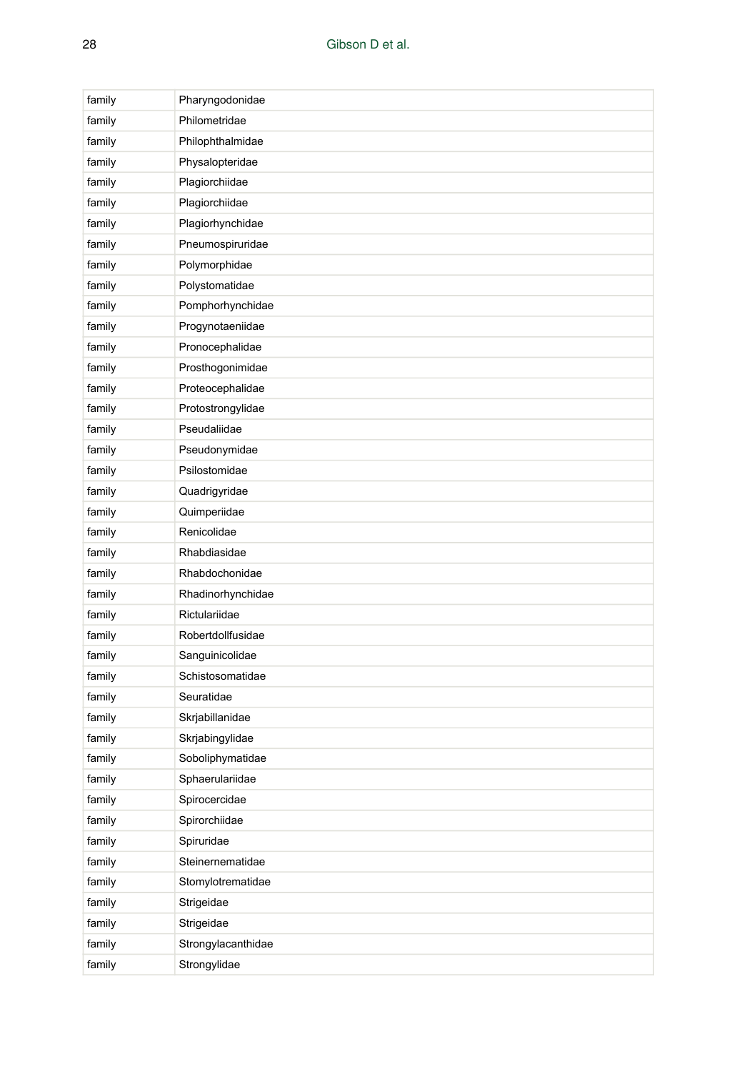| | |
|---|---|
| family | Pharyngodonidae |
| family | Philometridae |
| family | Philophthalmidae |
| family | Physalopteridae |
| family | Plagiorchiidae |
| family | Plagiorchiidae |
| family | Plagiorhynchidae |
| family | Pneumospiruridae |
| family | Polymorphidae |
| family | Polystomatidae |
| family | Pomphorhynchidae |
| family | Progynotaeniidae |
| family | Pronocephalidae |
| family | Prosthogonimidae |
| family | Proteocephalidae |
| family | Protostrongylidae |
| family | Pseudaliidae |
| family | Pseudonymidae |
| family | Psilostomidae |
| family | Quadrigyridae |
| family | Quimperiidae |
| family | Renicolidae |
| family | Rhabdiasidae |
| family | Rhabdochonidae |
| family | Rhadinorhynchidae |
| family | Rictulariidae |
| family | Robertdollfusidae |
| family | Sanguinicolidae |
| family | Schistosomatidae |
| family | Seuratidae |
| family | Skrjabillanidae |
| family | Skrjabingylidae |
| family | Soboliphymatidae |
| family | Sphaerulariidae |
| family | Spirocercidae |
| family | Spirorchiidae |
| family | Spiruridae |
| family | Steinernematidae |
| family | Stomylotrematidae |
| family | Strigeidae |
| family | Strigeidae |
| family | Strongylacanthidae |
| family | Strongylidae |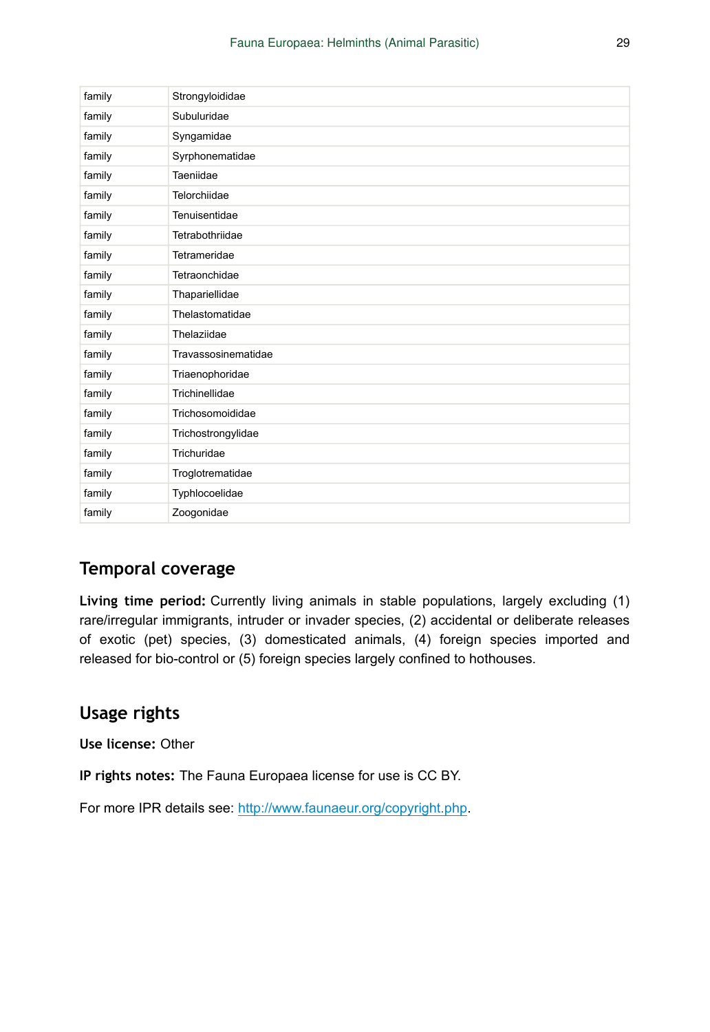| family | Strongyloididae |
|---|---|
| family | Subuluridae |
| family | Syngamidae |
| family | Syrphonematidae |
| family | Taeniidae |
| family | Telorchiidae |
| family | Tenuisentidae |
| family | Tetrabothriidae |
| family | Tetrameridae |
| family | Tetraonchidae |
| family | Thapariellidae |
| family | Thelastomatidae |
| family | Thelaziidae |
| family | Travassosinematidae |
| family | Triaenophoridae |
| family | Trichinellidae |
| family | Trichosomoididae |
| family | Trichostrongylidae |
| family | Trichuridae |
| family | Troglotrematidae |
| family | Typhlocoelidae |
| family | Zoogonidae |

## Temporal coverage

**Living time period:** Currently living animals in stable populations, largely excluding (1) rare/irregular immigrants, intruder or invader species, (2) accidental or deliberate releases of exotic (pet) species, (3) domesticated animals, (4) foreign species imported and released for bio-control or (5) foreign species largely confined to hothouses.

## Usage rights

**Use license:** Other

**IP rights notes:** The Fauna Europaea license for use is CC BY.

For more IPR details see: http://www.faunaeur.org/copyright.php.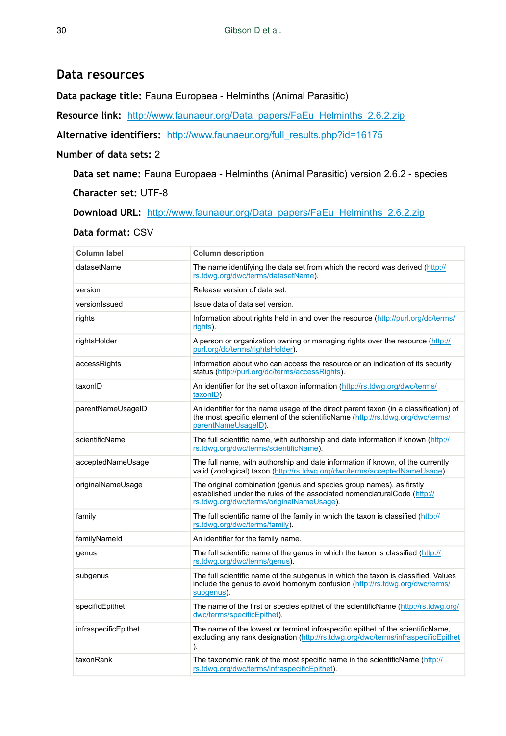## Data resources

**Data package title:** Fauna Europaea - Helminths (Animal Parasitic)

**Resource link:** http://www.faunaeur.org/Data_papers/FaEu_Helminths_2.6.2.zip

**Alternative identifiers:** http://www.faunaeur.org/full_results.php?id=16175

**Number of data sets:** 2

**Data set name:** Fauna Europaea - Helminths (Animal Parasitic) version 2.6.2 - species

**Character set:** UTF-8

**Download URL:** http://www.faunaeur.org/Data_papers/FaEu_Helminths_2.6.2.zip

**Data format:** CSV

| Column label | Column description |
| --- | --- |
| datasetName | The name identifying the data set from which the record was derived (http://rs.tdwg.org/dwc/terms/datasetName). |
| version | Release version of data set. |
| versionIssued | Issue data of data set version. |
| rights | Information about rights held in and over the resource (http://purl.org/dc/terms/rights). |
| rightsHolder | A person or organization owning or managing rights over the resource (http://purl.org/dc/terms/rightsHolder). |
| accessRights | Information about who can access the resource or an indication of its security status (http://purl.org/dc/terms/accessRights). |
| taxonID | An identifier for the set of taxon information (http://rs.tdwg.org/dwc/terms/taxonID) |
| parentNameUsageID | An identifier for the name usage of the direct parent taxon (in a classification) of the most specific element of the scientificName (http://rs.tdwg.org/dwc/terms/parentNameUsageID). |
| scientificName | The full scientific name, with authorship and date information if known (http://rs.tdwg.org/dwc/terms/scientificName). |
| acceptedNameUsage | The full name, with authorship and date information if known, of the currently valid (zoological) taxon (http://rs.tdwg.org/dwc/terms/acceptedNameUsage). |
| originalNameUsage | The original combination (genus and species group names), as firstly established under the rules of the associated nomenclaturalCode (http://rs.tdwg.org/dwc/terms/originalNameUsage). |
| family | The full scientific name of the family in which the taxon is classified (http://rs.tdwg.org/dwc/terms/family). |
| familyNameId | An identifier for the family name. |
| genus | The full scientific name of the genus in which the taxon is classified (http://rs.tdwg.org/dwc/terms/genus). |
| subgenus | The full scientific name of the subgenus in which the taxon is classified. Values include the genus to avoid homonym confusion (http://rs.tdwg.org/dwc/terms/subgenus). |
| specificEpithet | The name of the first or species epithet of the scientificName (http://rs.tdwg.org/dwc/terms/specificEpithet). |
| infraspecificEpithet | The name of the lowest or terminal infraspecific epithet of the scientificName, excluding any rank designation (http://rs.tdwg.org/dwc/terms/infraspecificEpithet). |
| taxonRank | The taxonomic rank of the most specific name in the scientificName (http://rs.tdwg.org/dwc/terms/infraspecificEpithet). |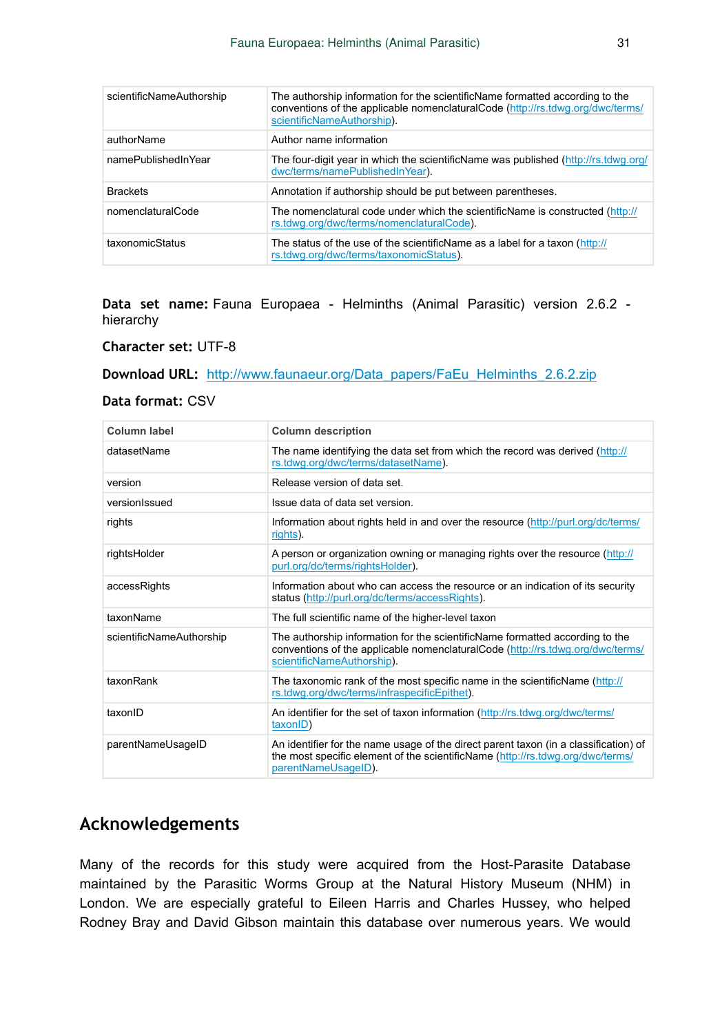| scientificNameAuthorship | The authorship information for the scientificName formatted according to the conventions of the applicable nomenclaturalCode (http://rs.tdwg.org/dwc/terms/scientificNameAuthorship). |
|---|---|
| authorName | Author name information |
| namePublishedInYear | The four-digit year in which the scientificName was published (http://rs.tdwg.org/dwc/terms/namePublishedInYear). |
| Brackets | Annotation if authorship should be put between parentheses. |
| nomenclaturalCode | The nomenclatural code under which the scientificName is constructed (http://rs.tdwg.org/dwc/terms/nomenclaturalCode). |
| taxonomicStatus | The status of the use of the scientificName as a label for a taxon (http://rs.tdwg.org/dwc/terms/taxonomicStatus). |

**Data set name:** Fauna Europaea - Helminths (Animal Parasitic) version 2.6.2 - hierarchy

**Character set:** UTF-8

**Download URL:** http://www.faunaeur.org/Data_papers/FaEu_Helminths_2.6.2.zip

**Data format:** CSV

| Column label | Column description |
|---|---|
| datasetName | The name identifying the data set from which the record was derived (http://rs.tdwg.org/dwc/terms/datasetName). |
| version | Release version of data set. |
| versionIssued | Issue data of data set version. |
| rights | Information about rights held in and over the resource (http://purl.org/dc/terms/rights). |
| rightsHolder | A person or organization owning or managing rights over the resource (http://purl.org/dc/terms/rightsHolder). |
| accessRights | Information about who can access the resource or an indication of its security status (http://purl.org/dc/terms/accessRights). |
| taxonName | The full scientific name of the higher-level taxon |
| scientificNameAuthorship | The authorship information for the scientificName formatted according to the conventions of the applicable nomenclaturalCode (http://rs.tdwg.org/dwc/terms/scientificNameAuthorship). |
| taxonRank | The taxonomic rank of the most specific name in the scientificName (http://rs.tdwg.org/dwc/terms/infraspecificEpithet). |
| taxonID | An identifier for the set of taxon information (http://rs.tdwg.org/dwc/terms/taxonID) |
| parentNameUsageID | An identifier for the name usage of the direct parent taxon (in a classification) of the most specific element of the scientificName (http://rs.tdwg.org/dwc/terms/parentNameUsageID). |

## Acknowledgements

Many of the records for this study were acquired from the Host-Parasite Database maintained by the Parasitic Worms Group at the Natural History Museum (NHM) in London. We are especially grateful to Eileen Harris and Charles Hussey, who helped Rodney Bray and David Gibson maintain this database over numerous years. We would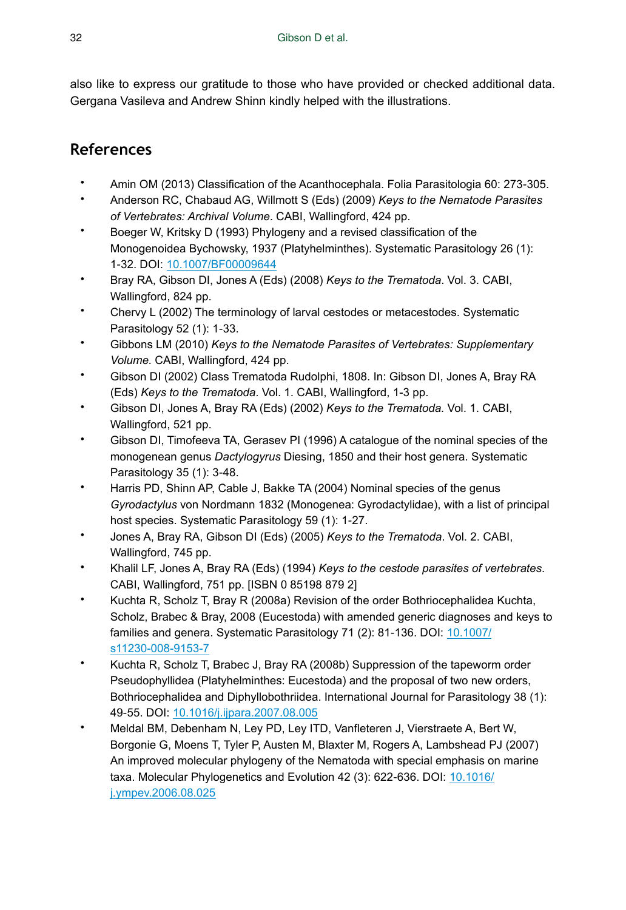also like to express our gratitude to those who have provided or checked additional data. Gergana Vasileva and Andrew Shinn kindly helped with the illustrations.

## References

- Amin OM (2013) Classification of the Acanthocephala. Folia Parasitologia 60: 273-305.
- Anderson RC, Chabaud AG, Willmott S (Eds) (2009) *Keys to the Nematode Parasites of Vertebrates: Archival Volume*. CABI, Wallingford, 424 pp.
- Boeger W, Kritsky D (1993) Phylogeny and a revised classification of the Monogenoidea Bychowsky, 1937 (Platyhelminthes). Systematic Parasitology 26 (1): 1-32. DOI: 10.1007/BF00009644
- Bray RA, Gibson DI, Jones A (Eds) (2008) *Keys to the Trematoda*. Vol. 3. CABI, Wallingford, 824 pp.
- Chervy L (2002) The terminology of larval cestodes or metacestodes. Systematic Parasitology 52 (1): 1-33.
- Gibbons LM (2010) *Keys to the Nematode Parasites of Vertebrates: Supplementary Volume.* CABI, Wallingford, 424 pp.
- Gibson DI (2002) Class Trematoda Rudolphi, 1808. In: Gibson DI, Jones A, Bray RA (Eds) *Keys to the Trematoda*. Vol. 1. CABI, Wallingford, 1-3 pp.
- Gibson DI, Jones A, Bray RA (Eds) (2002) *Keys to the Trematoda.* Vol. 1. CABI, Wallingford, 521 pp.
- Gibson DI, Timofeeva TA, Gerasev PI (1996) A catalogue of the nominal species of the monogenean genus *Dactylogyrus* Diesing, 1850 and their host genera. Systematic Parasitology 35 (1): 3-48.
- Harris PD, Shinn AP, Cable J, Bakke TA (2004) Nominal species of the genus *Gyrodactylus* von Nordmann 1832 (Monogenea: Gyrodactylidae), with a list of principal host species. Systematic Parasitology 59 (1): 1-27.
- Jones A, Bray RA, Gibson DI (Eds) (2005) *Keys to the Trematoda*. Vol. 2. CABI, Wallingford, 745 pp.
- Khalil LF, Jones A, Bray RA (Eds) (1994) *Keys to the cestode parasites of vertebrates*. CABI, Wallingford, 751 pp. [ISBN 0 85198 879 2]
- Kuchta R, Scholz T, Bray R (2008a) Revision of the order Bothriocephalidea Kuchta, Scholz, Brabec & Bray, 2008 (Eucestoda) with amended generic diagnoses and keys to families and genera. Systematic Parasitology 71 (2): 81-136. DOI: 10.1007/s11230-008-9153-7
- Kuchta R, Scholz T, Brabec J, Bray RA (2008b) Suppression of the tapeworm order Pseudophyllidea (Platyhelminthes: Eucestoda) and the proposal of two new orders, Bothriocephalidea and Diphyllobothriidea. International Journal for Parasitology 38 (1): 49-55. DOI: 10.1016/j.ijpara.2007.08.005
- Meldal BM, Debenham N, Ley PD, Ley ITD, Vanfleteren J, Vierstraete A, Bert W, Borgonie G, Moens T, Tyler P, Austen M, Blaxter M, Rogers A, Lambshead PJ (2007) An improved molecular phylogeny of the Nematoda with special emphasis on marine taxa. Molecular Phylogenetics and Evolution 42 (3): 622-636. DOI: 10.1016/j.ympev.2006.08.025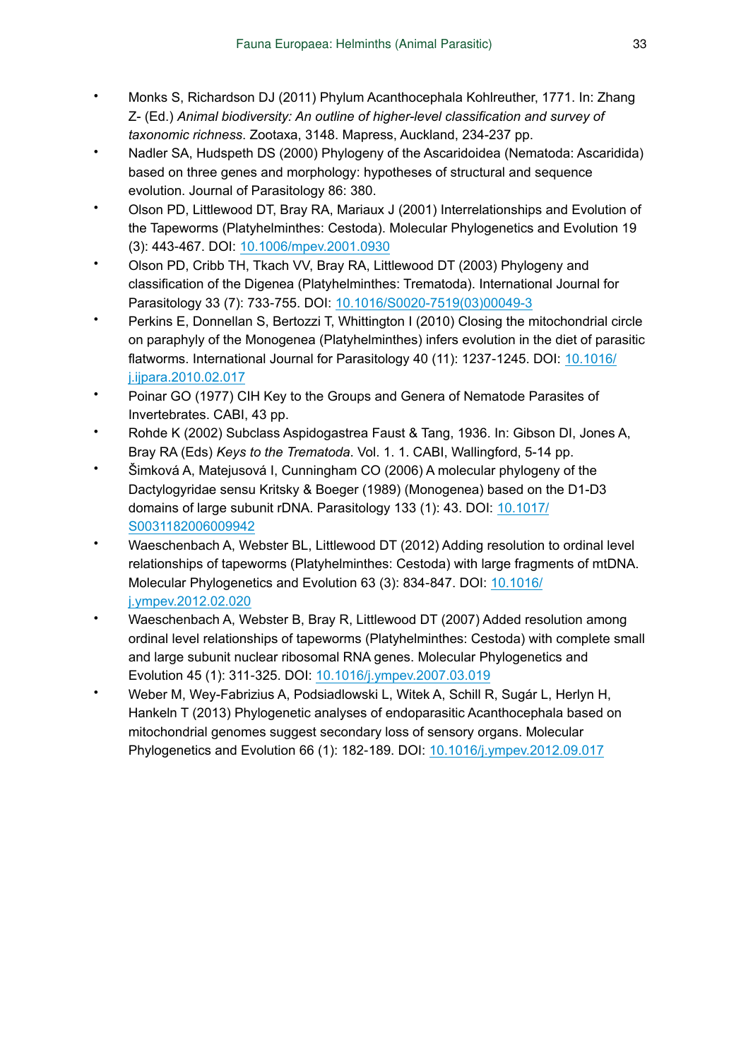- Monks S, Richardson DJ (2011) Phylum Acanthocephala Kohlreuther, 1771. In: Zhang Z- (Ed.) *Animal biodiversity: An outline of higher-level classification and survey of taxonomic richness*. Zootaxa, 3148. Mapress, Auckland, 234-237 pp.
- Nadler SA, Hudspeth DS (2000) Phylogeny of the Ascaridoidea (Nematoda: Ascaridida) based on three genes and morphology: hypotheses of structural and sequence evolution. Journal of Parasitology 86: 380.
- Olson PD, Littlewood DT, Bray RA, Mariaux J (2001) Interrelationships and Evolution of the Tapeworms (Platyhelminthes: Cestoda). Molecular Phylogenetics and Evolution 19 (3): 443-467. DOI: 10.1006/mpev.2001.0930
- Olson PD, Cribb TH, Tkach VV, Bray RA, Littlewood DT (2003) Phylogeny and classification of the Digenea (Platyhelminthes: Trematoda). International Journal for Parasitology 33 (7): 733-755. DOI: 10.1016/S0020-7519(03)00049-3
- Perkins E, Donnellan S, Bertozzi T, Whittington I (2010) Closing the mitochondrial circle on paraphyly of the Monogenea (Platyhelminthes) infers evolution in the diet of parasitic flatworms. International Journal for Parasitology 40 (11): 1237-1245. DOI: 10.1016/j.ijpara.2010.02.017
- Poinar GO (1977) CIH Key to the Groups and Genera of Nematode Parasites of Invertebrates. CABI, 43 pp.
- Rohde K (2002) Subclass Aspidogastrea Faust & Tang, 1936. In: Gibson DI, Jones A, Bray RA (Eds) *Keys to the Trematoda*. Vol. 1. 1. CABI, Wallingford, 5-14 pp.
- Šimková A, Matejusová I, Cunningham CO (2006) A molecular phylogeny of the Dactylogyridae sensu Kritsky & Boeger (1989) (Monogenea) based on the D1-D3 domains of large subunit rDNA. Parasitology 133 (1): 43. DOI: 10.1017/S0031182006009942
- Waeschenbach A, Webster BL, Littlewood DT (2012) Adding resolution to ordinal level relationships of tapeworms (Platyhelminthes: Cestoda) with large fragments of mtDNA. Molecular Phylogenetics and Evolution 63 (3): 834-847. DOI: 10.1016/j.ympev.2012.02.020
- Waeschenbach A, Webster B, Bray R, Littlewood DT (2007) Added resolution among ordinal level relationships of tapeworms (Platyhelminthes: Cestoda) with complete small and large subunit nuclear ribosomal RNA genes. Molecular Phylogenetics and Evolution 45 (1): 311-325. DOI: 10.1016/j.ympev.2007.03.019
- Weber M, Wey-Fabrizius A, Podsiadlowski L, Witek A, Schill R, Sugár L, Herlyn H, Hankeln T (2013) Phylogenetic analyses of endoparasitic Acanthocephala based on mitochondrial genomes suggest secondary loss of sensory organs. Molecular Phylogenetics and Evolution 66 (1): 182-189. DOI: 10.1016/j.ympev.2012.09.017